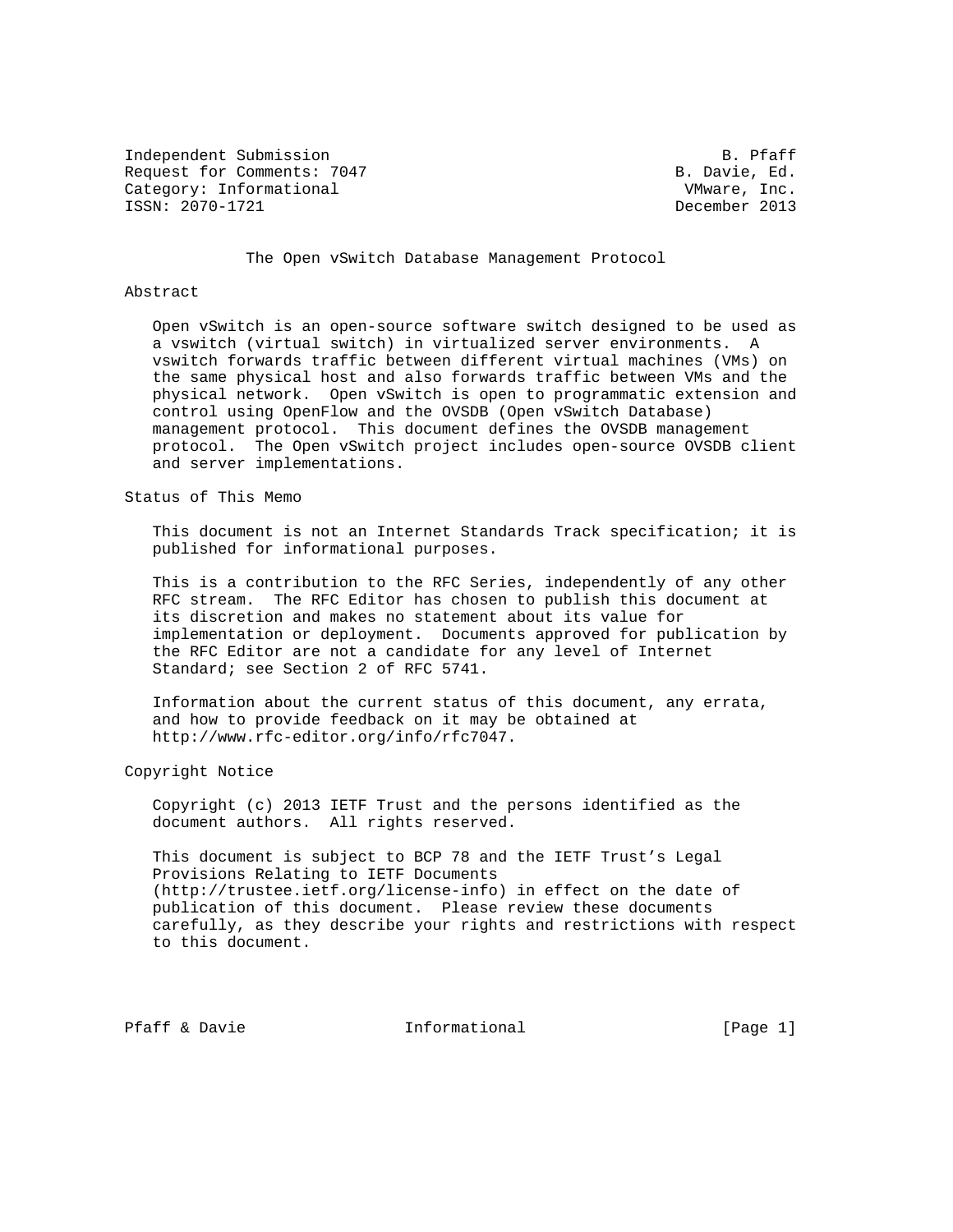Independent Submission B. Pfaff
Request for Comments: 7047 B. Davie, Ed.
Category: Informational VMware, Inc.
ISSN: 2070-1721 December 2013

# The Open vSwitch Database Management Protocol

## Abstract

Open vSwitch is an open-source software switch designed to be used as a vswitch (virtual switch) in virtualized server environments. A vswitch forwards traffic between different virtual machines (VMs) on the same physical host and also forwards traffic between VMs and the physical network. Open vSwitch is open to programmatic extension and control using OpenFlow and the OVSDB (Open vSwitch Database) management protocol. This document defines the OVSDB management protocol. The Open vSwitch project includes open-source OVSDB client and server implementations.

## Status of This Memo

This document is not an Internet Standards Track specification; it is published for informational purposes.

This is a contribution to the RFC Series, independently of any other RFC stream. The RFC Editor has chosen to publish this document at its discretion and makes no statement about its value for implementation or deployment. Documents approved for publication by the RFC Editor are not a candidate for any level of Internet Standard; see Section 2 of RFC 5741.

Information about the current status of this document, any errata, and how to provide feedback on it may be obtained at http://www.rfc-editor.org/info/rfc7047.

## Copyright Notice

Copyright (c) 2013 IETF Trust and the persons identified as the document authors. All rights reserved.

This document is subject to BCP 78 and the IETF Trust's Legal Provisions Relating to IETF Documents (http://trustee.ietf.org/license-info) in effect on the date of publication of this document. Please review these documents carefully, as they describe your rights and restrictions with respect to this document.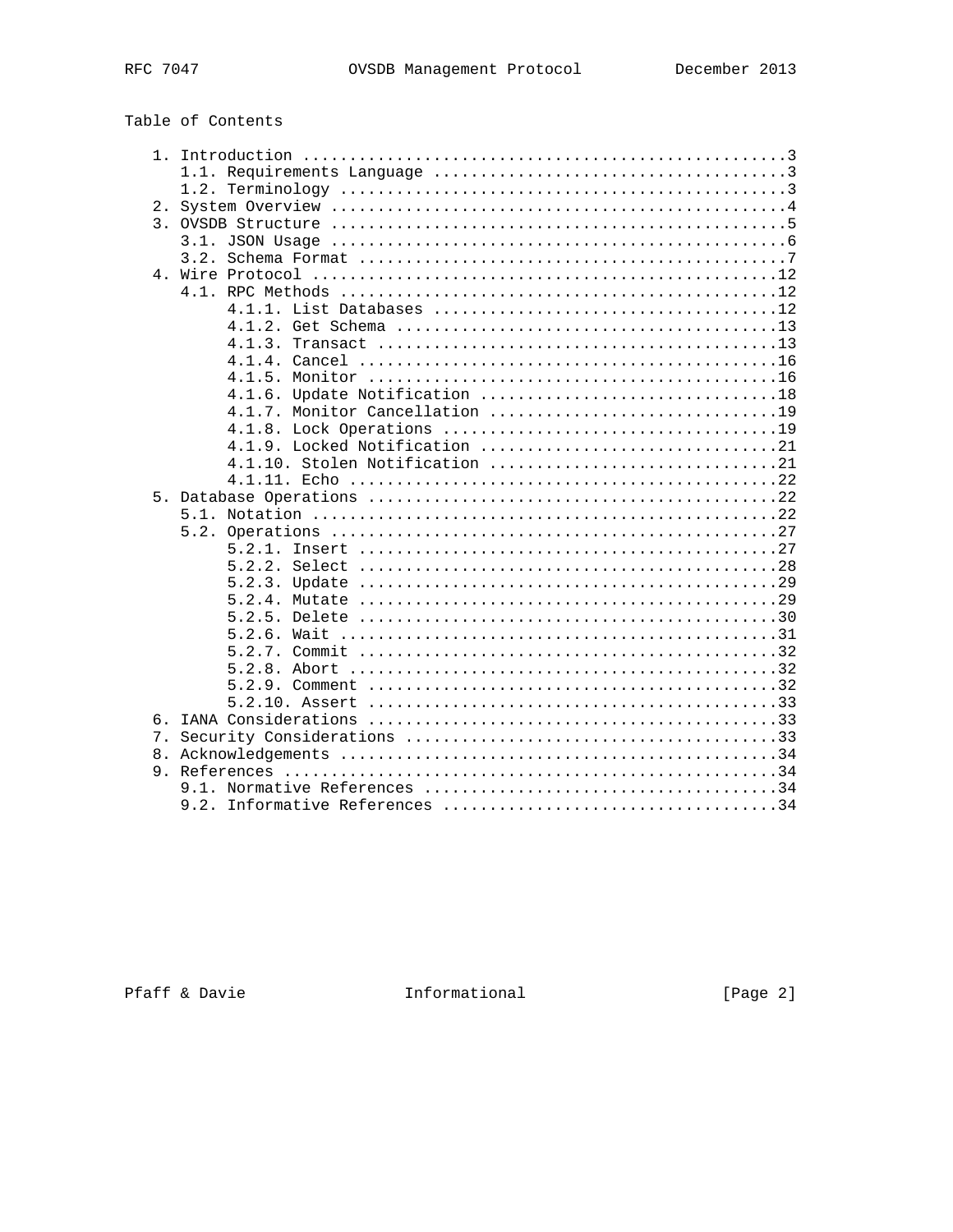Table of Contents

```
   1. Introduction ....................................................3
      1.1. Requirements Language ......................................3
      1.2. Terminology ................................................3
   2. System Overview .................................................4
   3. OVSDB Structure .................................................5
      3.1. JSON Usage .................................................6
      3.2. Schema Format ..............................................7
   4. Wire Protocol ..................................................12
      4.1. RPC Methods ...............................................12
           4.1.1. List Databases .....................................12
           4.1.2. Get Schema .........................................13
           4.1.3. Transact ...........................................13
           4.1.4. Cancel .............................................16
           4.1.5. Monitor ............................................16
           4.1.6. Update Notification ................................18
           4.1.7. Monitor Cancellation ...............................19
           4.1.8. Lock Operations ....................................19
           4.1.9. Locked Notification ................................21
           4.1.10. Stolen Notification ...............................21
           4.1.11. Echo ..............................................22
   5. Database Operations ............................................22
      5.1. Notation ..................................................22
      5.2. Operations ................................................27
           5.2.1. Insert .............................................27
           5.2.2. Select .............................................28
           5.2.3. Update .............................................29
           5.2.4. Mutate .............................................29
           5.2.5. Delete .............................................30
           5.2.6. Wait ...............................................31
           5.2.7. Commit .............................................32
           5.2.8. Abort ..............................................32
           5.2.9. Comment ............................................32
           5.2.10. Assert ............................................33
   6. IANA Considerations ............................................33
   7. Security Considerations ........................................33
   8. Acknowledgements ...............................................34
   9. References .....................................................34
      9.1. Normative References ......................................34
      9.2. Informative References ....................................34
```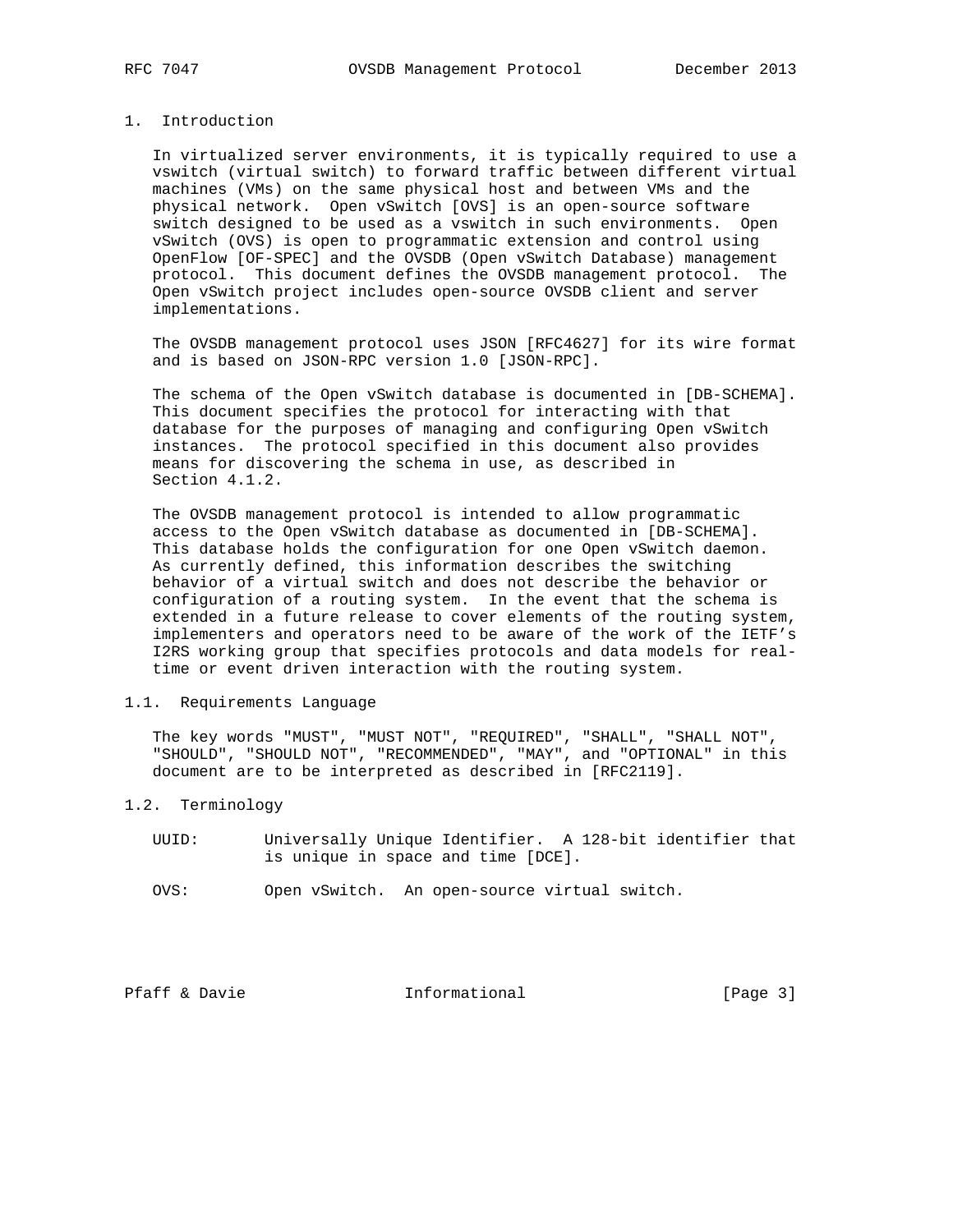# 1. Introduction

In virtualized server environments, it is typically required to use a vswitch (virtual switch) to forward traffic between different virtual machines (VMs) on the same physical host and between VMs and the physical network. Open vSwitch [OVS] is an open-source software switch designed to be used as a vswitch in such environments. Open vSwitch (OVS) is open to programmatic extension and control using OpenFlow [OF-SPEC] and the OVSDB (Open vSwitch Database) management protocol. This document defines the OVSDB management protocol. The Open vSwitch project includes open-source OVSDB client and server implementations.

The OVSDB management protocol uses JSON [RFC4627] for its wire format and is based on JSON-RPC version 1.0 [JSON-RPC].

The schema of the Open vSwitch database is documented in [DB-SCHEMA]. This document specifies the protocol for interacting with that database for the purposes of managing and configuring Open vSwitch instances. The protocol specified in this document also provides means for discovering the schema in use, as described in Section 4.1.2.

The OVSDB management protocol is intended to allow programmatic access to the Open vSwitch database as documented in [DB-SCHEMA]. This database holds the configuration for one Open vSwitch daemon. As currently defined, this information describes the switching behavior of a virtual switch and does not describe the behavior or configuration of a routing system. In the event that the schema is extended in a future release to cover elements of the routing system, implementers and operators need to be aware of the work of the IETF's I2RS working group that specifies protocols and data models for real-time or event driven interaction with the routing system.

## 1.1. Requirements Language

The key words "MUST", "MUST NOT", "REQUIRED", "SHALL", "SHALL NOT", "SHOULD", "SHOULD NOT", "RECOMMENDED", "MAY", and "OPTIONAL" in this document are to be interpreted as described in [RFC2119].

## 1.2. Terminology

UUID: Universally Unique Identifier. A 128-bit identifier that is unique in space and time [DCE].

OVS: Open vSwitch. An open-source virtual switch.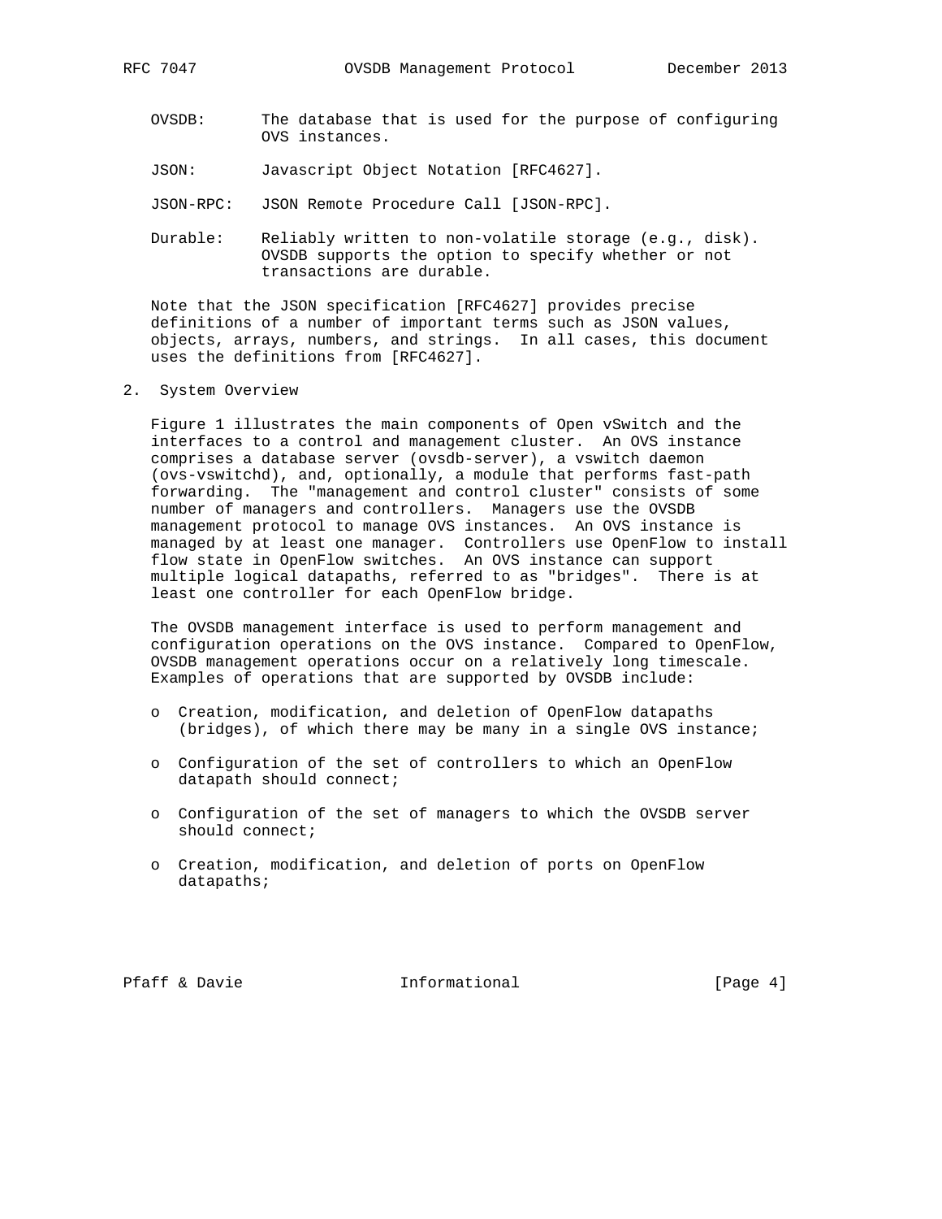OVSDB: The database that is used for the purpose of configuring OVS instances.

JSON: Javascript Object Notation [RFC4627].

JSON-RPC: JSON Remote Procedure Call [JSON-RPC].

Durable: Reliably written to non-volatile storage (e.g., disk). OVSDB supports the option to specify whether or not transactions are durable.

Note that the JSON specification [RFC4627] provides precise definitions of a number of important terms such as JSON values, objects, arrays, numbers, and strings. In all cases, this document uses the definitions from [RFC4627].

## 2. System Overview

Figure 1 illustrates the main components of Open vSwitch and the interfaces to a control and management cluster. An OVS instance comprises a database server (ovsdb-server), a vswitch daemon (ovs-vswitchd), and, optionally, a module that performs fast-path forwarding. The "management and control cluster" consists of some number of managers and controllers. Managers use the OVSDB management protocol to manage OVS instances. An OVS instance is managed by at least one manager. Controllers use OpenFlow to install flow state in OpenFlow switches. An OVS instance can support multiple logical datapaths, referred to as "bridges". There is at least one controller for each OpenFlow bridge.

The OVSDB management interface is used to perform management and configuration operations on the OVS instance. Compared to OpenFlow, OVSDB management operations occur on a relatively long timescale. Examples of operations that are supported by OVSDB include:

- Creation, modification, and deletion of OpenFlow datapaths (bridges), of which there may be many in a single OVS instance;
- Configuration of the set of controllers to which an OpenFlow datapath should connect;
- Configuration of the set of managers to which the OVSDB server should connect;
- Creation, modification, and deletion of ports on OpenFlow datapaths;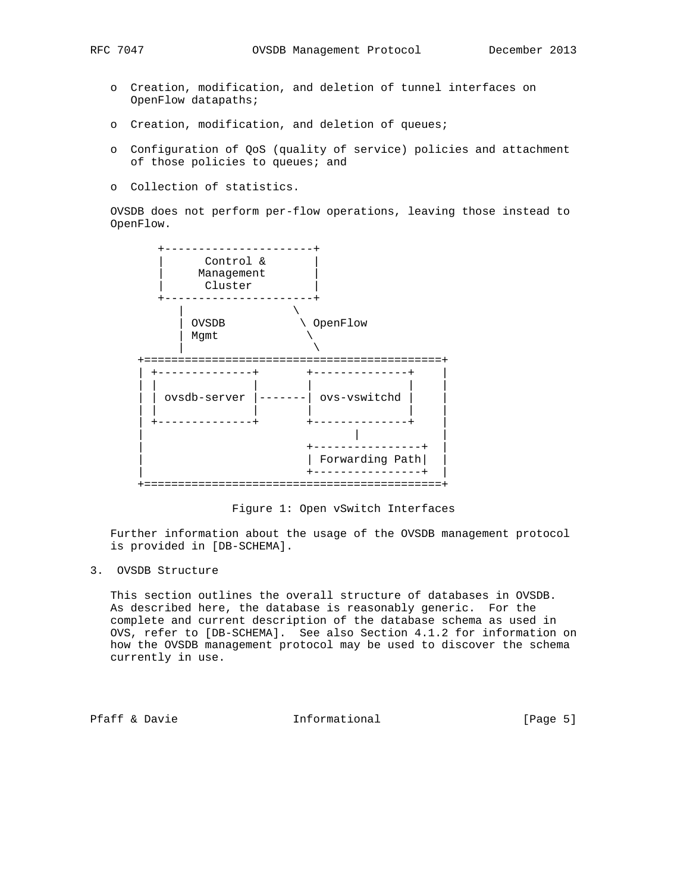- Creation, modification, and deletion of tunnel interfaces on OpenFlow datapaths;

- Creation, modification, and deletion of queues;

- Configuration of QoS (quality of service) policies and attachment of those policies to queues; and

- Collection of statistics.

OVSDB does not perform per-flow operations, leaving those instead to OpenFlow.

```
        +----------------------+
        |      Control &       |
        |     Management       |
        |      Cluster         |
        +----------------------+
           |                \
           | OVSDB           \ OpenFlow
           | Mgmt             \
           |                   \
     +============================================+
     | +--------------+       +--------------+    |
     | |              |       |              |    |
     | | ovsdb-server |-------| ovs-vswitchd |    |
     | |              |       |              |    |
     | +--------------+       +--------------+    |
     |                               |            |
     |                        +----------------+  |
     |                        | Forwarding Path|  |
     |                        +----------------+  |
     +============================================+
```

Figure 1: Open vSwitch Interfaces

Further information about the usage of the OVSDB management protocol is provided in [DB-SCHEMA].

## 3. OVSDB Structure

This section outlines the overall structure of databases in OVSDB. As described here, the database is reasonably generic. For the complete and current description of the database schema as used in OVS, refer to [DB-SCHEMA]. See also Section 4.1.2 for information on how the OVSDB management protocol may be used to discover the schema currently in use.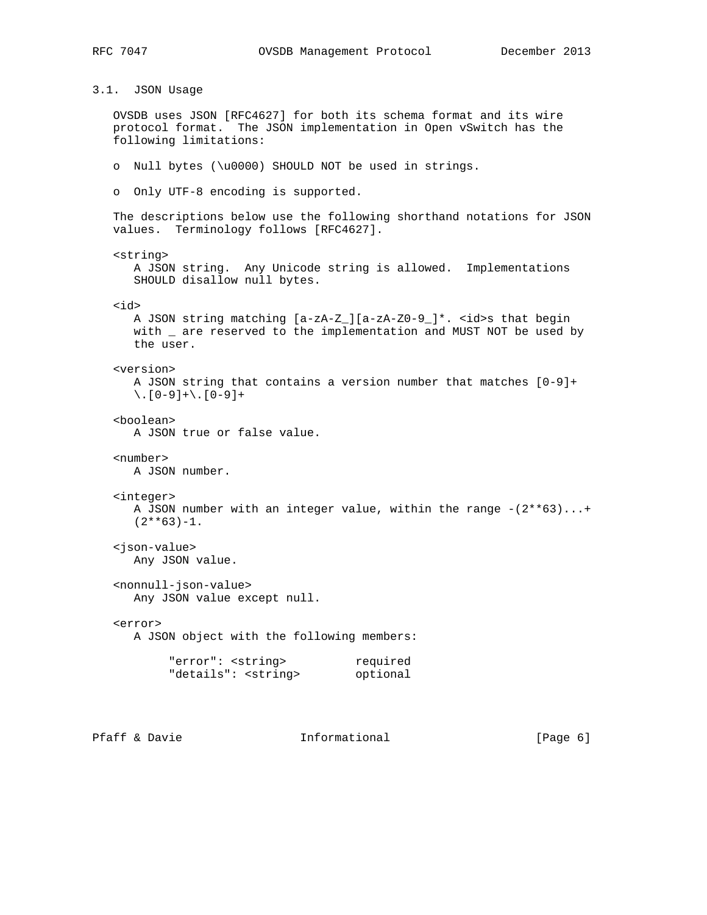### 3.1. JSON Usage

OVSDB uses JSON [RFC4627] for both its schema format and its wire protocol format. The JSON implementation in Open vSwitch has the following limitations:

- Null bytes (\u0000) SHOULD NOT be used in strings.
- Only UTF-8 encoding is supported.

The descriptions below use the following shorthand notations for JSON values. Terminology follows [RFC4627].

<string>
A JSON string. Any Unicode string is allowed. Implementations SHOULD disallow null bytes.

<id>
A JSON string matching [a-zA-Z_][a-zA-Z0-9_]*. <id>s that begin with _ are reserved to the implementation and MUST NOT be used by the user.

<version>
A JSON string that contains a version number that matches [0-9]+\.[0-9]+\.[0-9]+

<boolean>
A JSON true or false value.

<number>
A JSON number.

<integer>
A JSON number with an integer value, within the range -(2**63)...+(2**63)-1.

<json-value>
Any JSON value.

<nonnull-json-value>
Any JSON value except null.

<error>
A JSON object with the following members:

```
"error": <string>          required
"details": <string>        optional
```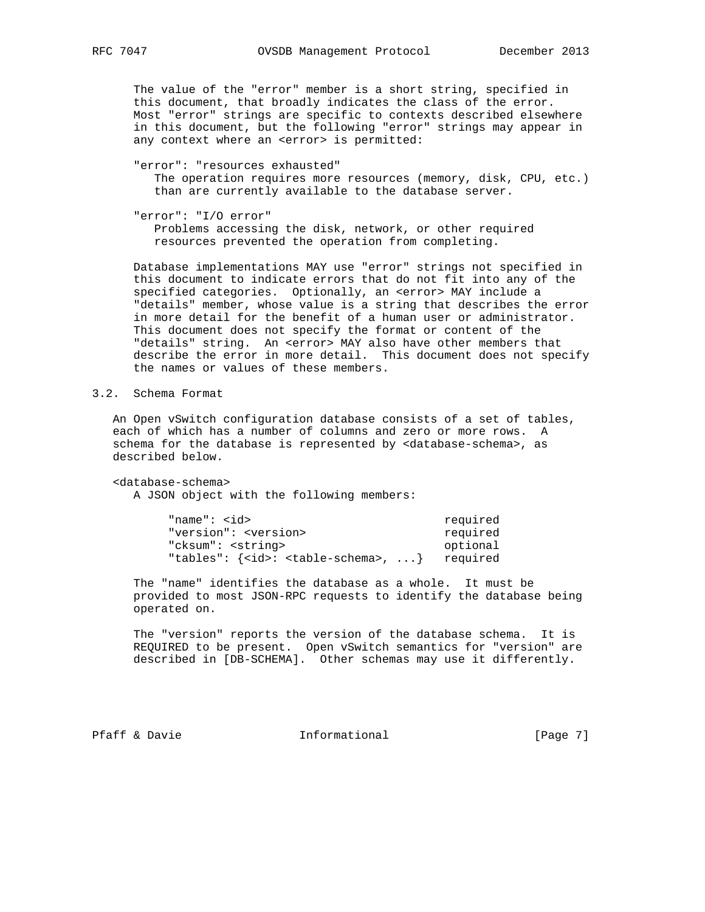The value of the "error" member is a short string, specified in this document, that broadly indicates the class of the error. Most "error" strings are specific to contexts described elsewhere in this document, but the following "error" strings may appear in any context where an <error> is permitted:

"error": "resources exhausted"
  The operation requires more resources (memory, disk, CPU, etc.) than are currently available to the database server.

"error": "I/O error"
  Problems accessing the disk, network, or other required resources prevented the operation from completing.

Database implementations MAY use "error" strings not specified in this document to indicate errors that do not fit into any of the specified categories. Optionally, an <error> MAY include a "details" member, whose value is a string that describes the error in more detail for the benefit of a human user or administrator. This document does not specify the format or content of the "details" string. An <error> MAY also have other members that describe the error in more detail. This document does not specify the names or values of these members.

## 3.2. Schema Format

An Open vSwitch configuration database consists of a set of tables, each of which has a number of columns and zero or more rows. A schema for the database is represented by <database-schema>, as described below.

<database-schema>
  A JSON object with the following members:

```
"name": <id>                            required
"version": <version>                    required
"cksum": <string>                       optional
"tables": {<id>: <table-schema>, ...}   required
```

The "name" identifies the database as a whole. It must be provided to most JSON-RPC requests to identify the database being operated on.

The "version" reports the version of the database schema. It is REQUIRED to be present. Open vSwitch semantics for "version" are described in [DB-SCHEMA]. Other schemas may use it differently.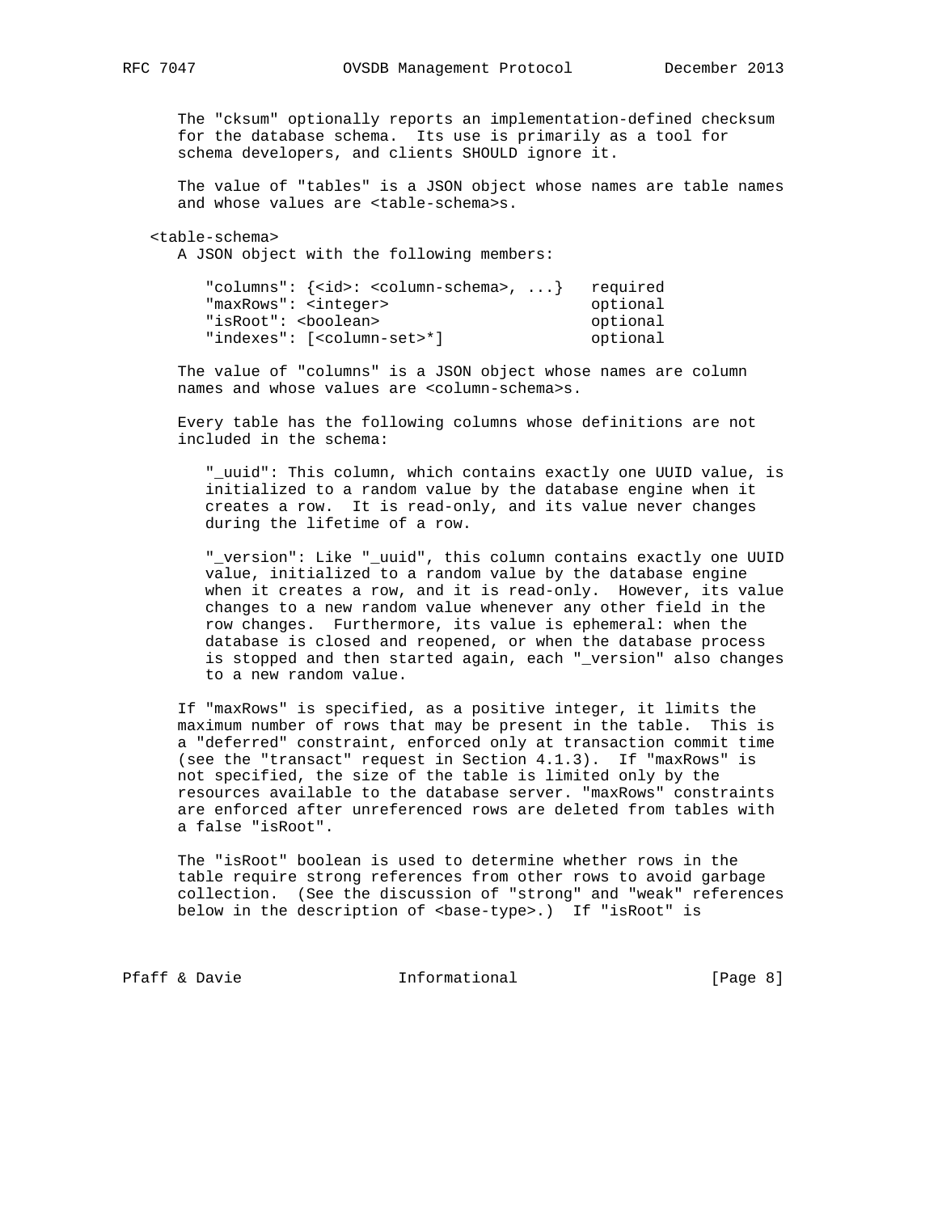The "cksum" optionally reports an implementation-defined checksum for the database schema. Its use is primarily as a tool for schema developers, and clients SHOULD ignore it.

The value of "tables" is a JSON object whose names are table names and whose values are <table-schema>s.

<table-schema>

A JSON object with the following members:

```
"columns": {<id>: <column-schema>, ...}   required
"maxRows": <integer>                      optional
"isRoot": <boolean>                       optional
"indexes": [<column-set>*]                optional
```

The value of "columns" is a JSON object whose names are column names and whose values are <column-schema>s.

Every table has the following columns whose definitions are not included in the schema:

"_uuid": This column, which contains exactly one UUID value, is initialized to a random value by the database engine when it creates a row. It is read-only, and its value never changes during the lifetime of a row.

"_version": Like "_uuid", this column contains exactly one UUID value, initialized to a random value by the database engine when it creates a row, and it is read-only. However, its value changes to a new random value whenever any other field in the row changes. Furthermore, its value is ephemeral: when the database is closed and reopened, or when the database process is stopped and then started again, each "_version" also changes to a new random value.

If "maxRows" is specified, as a positive integer, it limits the maximum number of rows that may be present in the table. This is a "deferred" constraint, enforced only at transaction commit time (see the "transact" request in Section 4.1.3). If "maxRows" is not specified, the size of the table is limited only by the resources available to the database server. "maxRows" constraints are enforced after unreferenced rows are deleted from tables with a false "isRoot".

The "isRoot" boolean is used to determine whether rows in the table require strong references from other rows to avoid garbage collection. (See the discussion of "strong" and "weak" references below in the description of <base-type>.) If "isRoot" is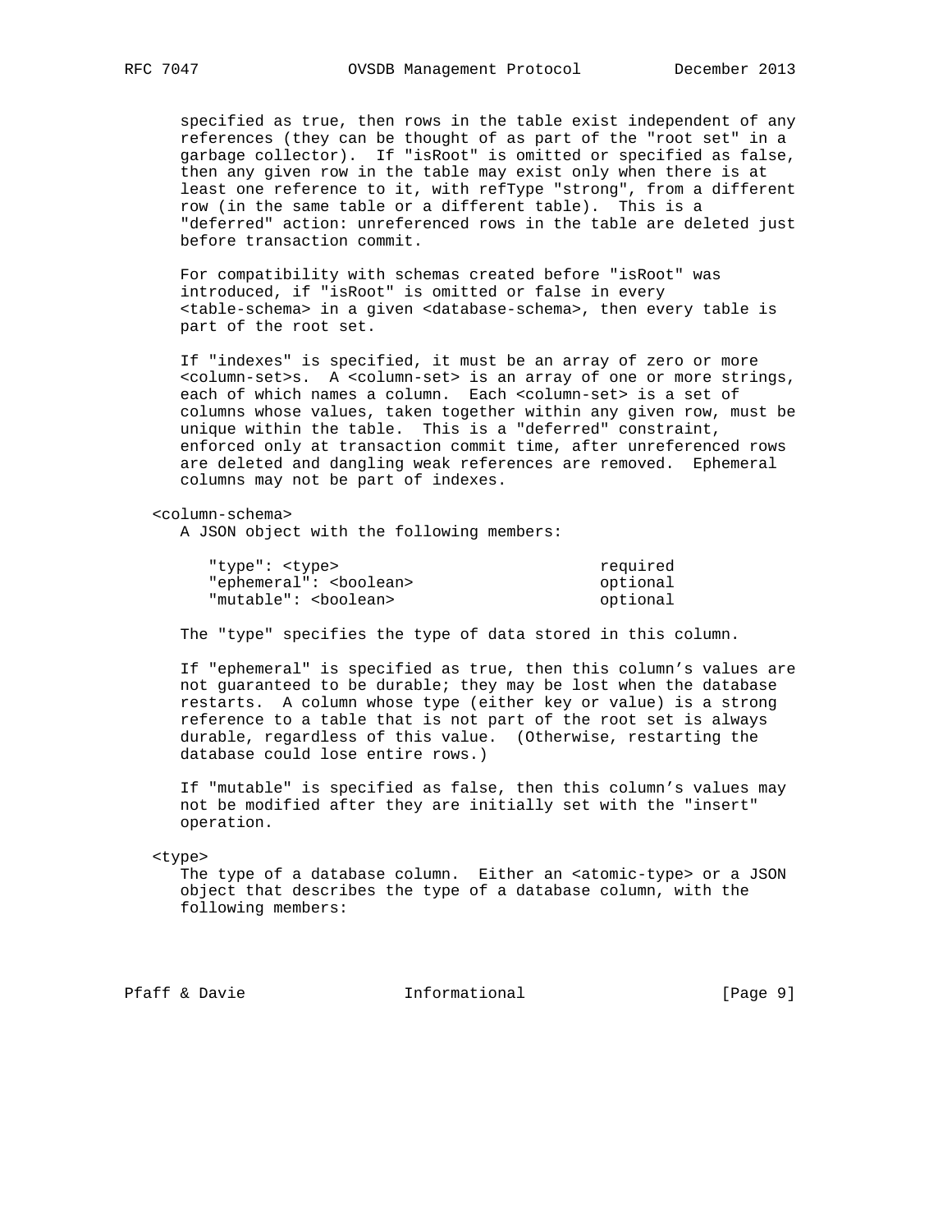specified as true, then rows in the table exist independent of any references (they can be thought of as part of the "root set" in a garbage collector). If "isRoot" is omitted or specified as false, then any given row in the table may exist only when there is at least one reference to it, with refType "strong", from a different row (in the same table or a different table). This is a "deferred" action: unreferenced rows in the table are deleted just before transaction commit.

For compatibility with schemas created before "isRoot" was introduced, if "isRoot" is omitted or false in every <table-schema> in a given <database-schema>, then every table is part of the root set.

If "indexes" is specified, it must be an array of zero or more <column-set>s. A <column-set> is an array of one or more strings, each of which names a column. Each <column-set> is a set of columns whose values, taken together within any given row, must be unique within the table. This is a "deferred" constraint, enforced only at transaction commit time, after unreferenced rows are deleted and dangling weak references are removed. Ephemeral columns may not be part of indexes.

<column-schema>

A JSON object with the following members:

```
"type": <type>                                  required
"ephemeral": <boolean>                          optional
"mutable": <boolean>                            optional
```

The "type" specifies the type of data stored in this column.

If "ephemeral" is specified as true, then this column's values are not guaranteed to be durable; they may be lost when the database restarts. A column whose type (either key or value) is a strong reference to a table that is not part of the root set is always durable, regardless of this value. (Otherwise, restarting the database could lose entire rows.)

If "mutable" is specified as false, then this column's values may not be modified after they are initially set with the "insert" operation.

<type>

The type of a database column. Either an <atomic-type> or a JSON object that describes the type of a database column, with the following members: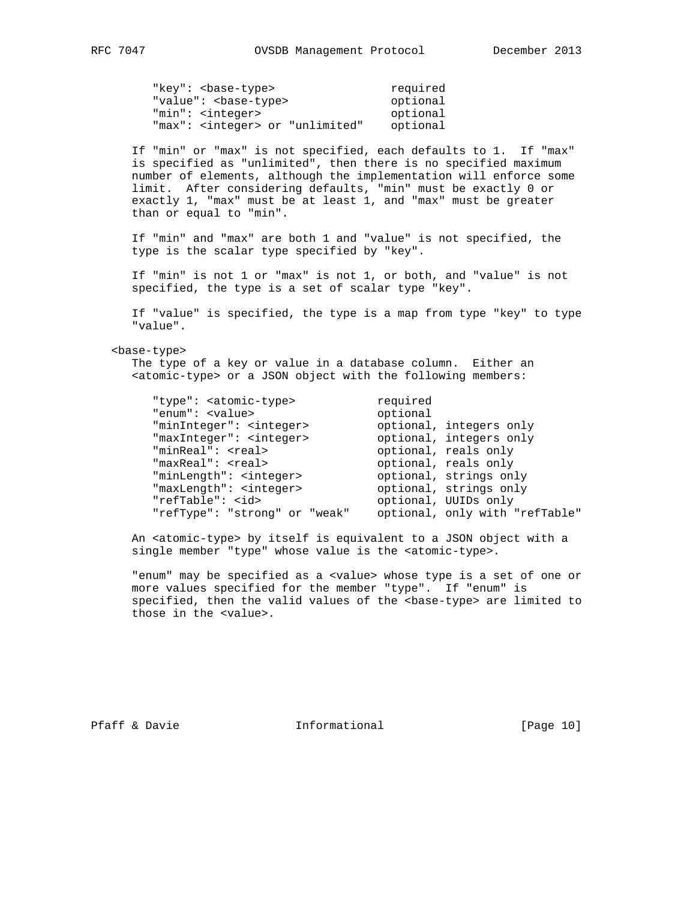```
"key": <base-type>                 required
"value": <base-type>               optional
"min": <integer>                   optional
"max": <integer> or "unlimited"    optional
```

If "min" or "max" is not specified, each defaults to 1. If "max" is specified as "unlimited", then there is no specified maximum number of elements, although the implementation will enforce some limit. After considering defaults, "min" must be exactly 0 or exactly 1, "max" must be at least 1, and "max" must be greater than or equal to "min".

If "min" and "max" are both 1 and "value" is not specified, the type is the scalar type specified by "key".

If "min" is not 1 or "max" is not 1, or both, and "value" is not specified, the type is a set of scalar type "key".

If "value" is specified, the type is a map from type "key" to type "value".

<base-type>

The type of a key or value in a database column. Either an <atomic-type> or a JSON object with the following members:

```
"type": <atomic-type>            required
"enum": <value>                  optional
"minInteger": <integer>          optional, integers only
"maxInteger": <integer>          optional, integers only
"minReal": <real>                optional, reals only
"maxReal": <real>                optional, reals only
"minLength": <integer>           optional, strings only
"maxLength": <integer>           optional, strings only
"refTable": <id>                 optional, UUIDs only
"refType": "strong" or "weak"    optional, only with "refTable"
```

An <atomic-type> by itself is equivalent to a JSON object with a single member "type" whose value is the <atomic-type>.

"enum" may be specified as a <value> whose type is a set of one or more values specified for the member "type". If "enum" is specified, then the valid values of the <base-type> are limited to those in the <value>.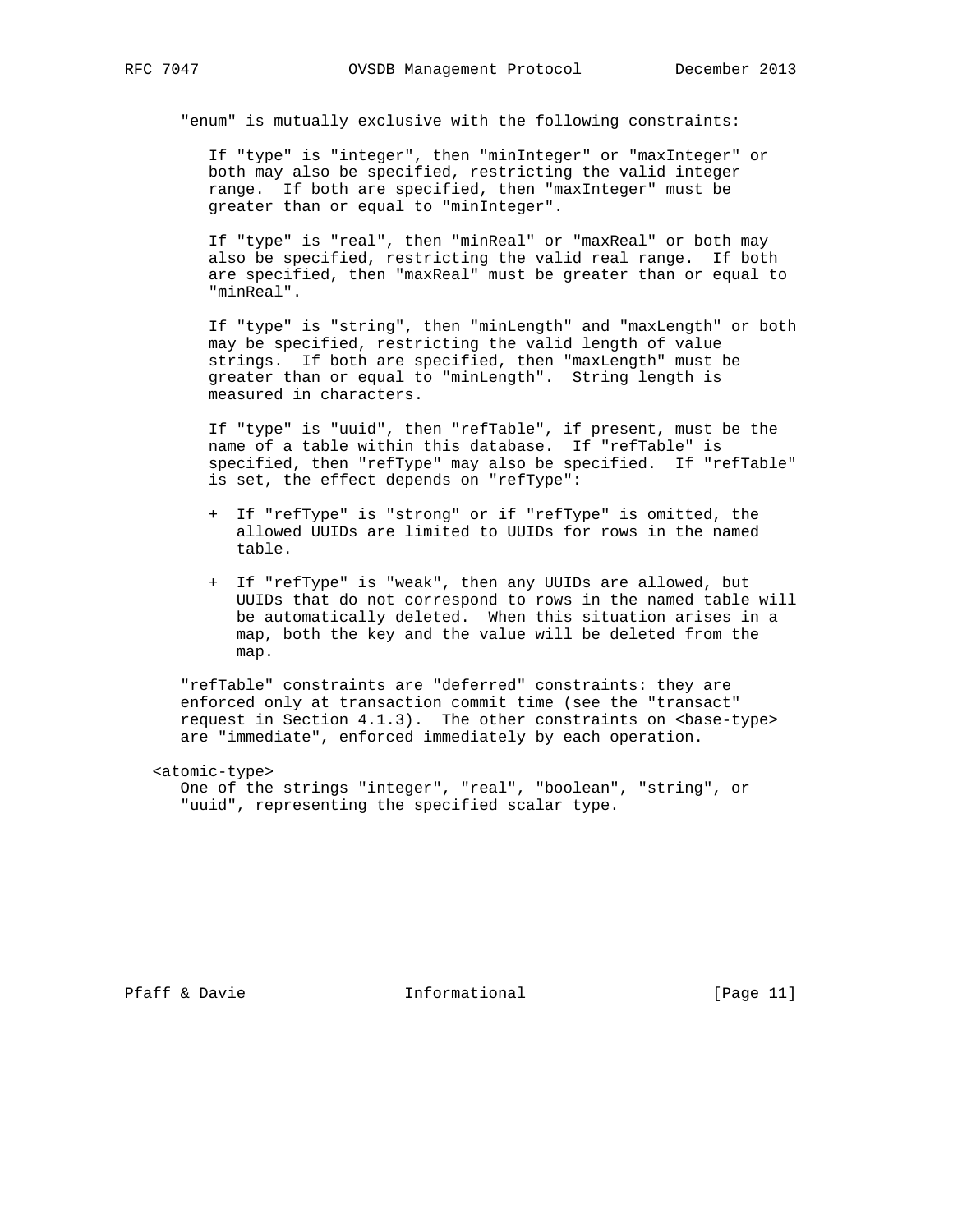"enum" is mutually exclusive with the following constraints:

If "type" is "integer", then "minInteger" or "maxInteger" or both may also be specified, restricting the valid integer range. If both are specified, then "maxInteger" must be greater than or equal to "minInteger".

If "type" is "real", then "minReal" or "maxReal" or both may also be specified, restricting the valid real range. If both are specified, then "maxReal" must be greater than or equal to "minReal".

If "type" is "string", then "minLength" and "maxLength" or both may be specified, restricting the valid length of value strings. If both are specified, then "maxLength" must be greater than or equal to "minLength". String length is measured in characters.

If "type" is "uuid", then "refTable", if present, must be the name of a table within this database. If "refTable" is specified, then "refType" may also be specified. If "refTable" is set, the effect depends on "refType":

+ If "refType" is "strong" or if "refType" is omitted, the allowed UUIDs are limited to UUIDs for rows in the named table.

+ If "refType" is "weak", then any UUIDs are allowed, but UUIDs that do not correspond to rows in the named table will be automatically deleted. When this situation arises in a map, both the key and the value will be deleted from the map.

"refTable" constraints are "deferred" constraints: they are enforced only at transaction commit time (see the "transact" request in Section 4.1.3). The other constraints on <base-type> are "immediate", enforced immediately by each operation.

<atomic-type>
One of the strings "integer", "real", "boolean", "string", or "uuid", representing the specified scalar type.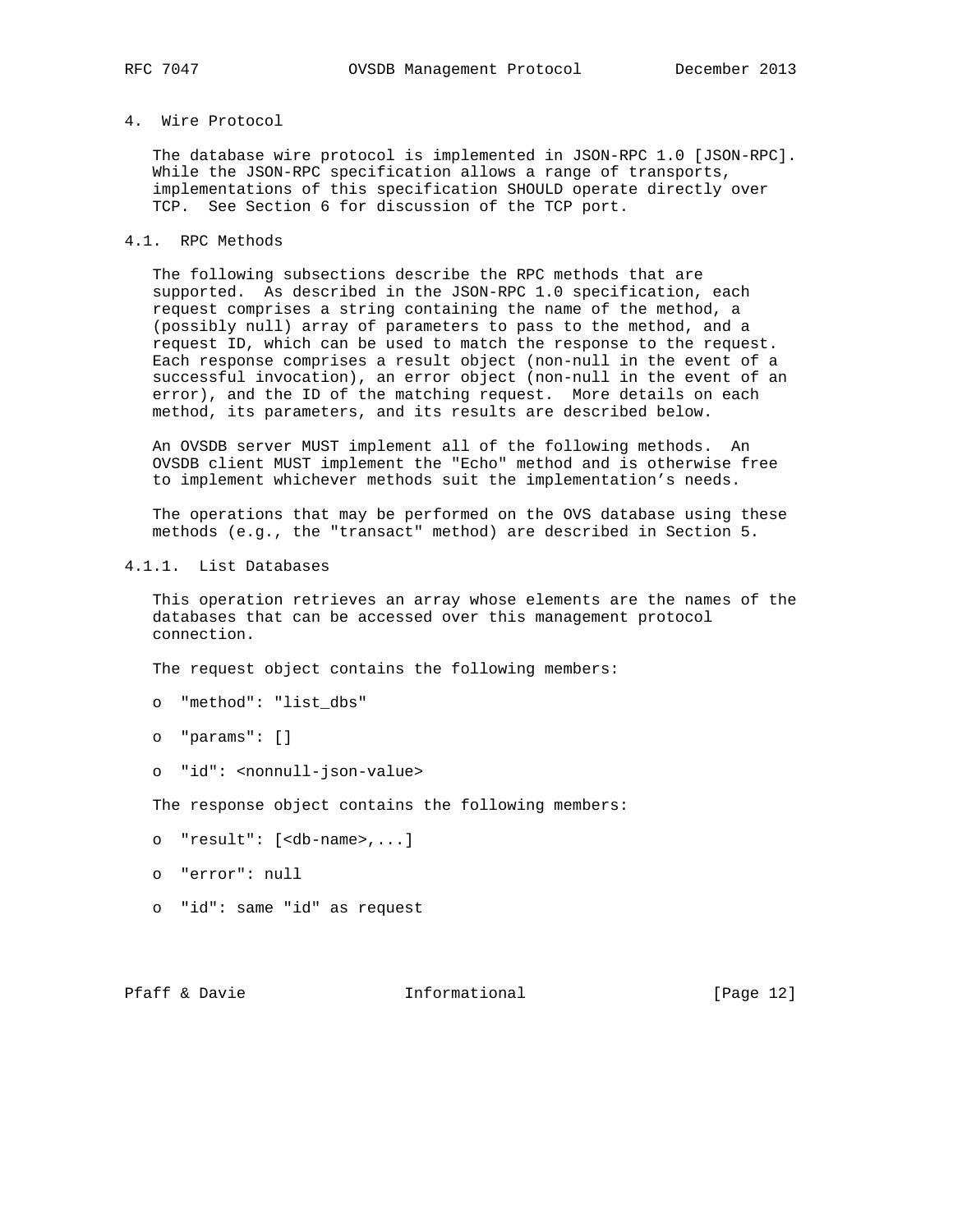## 4. Wire Protocol

The database wire protocol is implemented in JSON-RPC 1.0 [JSON-RPC]. While the JSON-RPC specification allows a range of transports, implementations of this specification SHOULD operate directly over TCP. See Section 6 for discussion of the TCP port.

### 4.1. RPC Methods

The following subsections describe the RPC methods that are supported. As described in the JSON-RPC 1.0 specification, each request comprises a string containing the name of the method, a (possibly null) array of parameters to pass to the method, and a request ID, which can be used to match the response to the request. Each response comprises a result object (non-null in the event of a successful invocation), an error object (non-null in the event of an error), and the ID of the matching request. More details on each method, its parameters, and its results are described below.

An OVSDB server MUST implement all of the following methods. An OVSDB client MUST implement the "Echo" method and is otherwise free to implement whichever methods suit the implementation's needs.

The operations that may be performed on the OVS database using these methods (e.g., the "transact" method) are described in Section 5.

#### 4.1.1. List Databases

This operation retrieves an array whose elements are the names of the databases that can be accessed over this management protocol connection.

The request object contains the following members:

- "method": "list_dbs"
- "params": []
- "id": <nonnull-json-value>

The response object contains the following members:

- "result": [<db-name>,...]
- "error": null
- "id": same "id" as request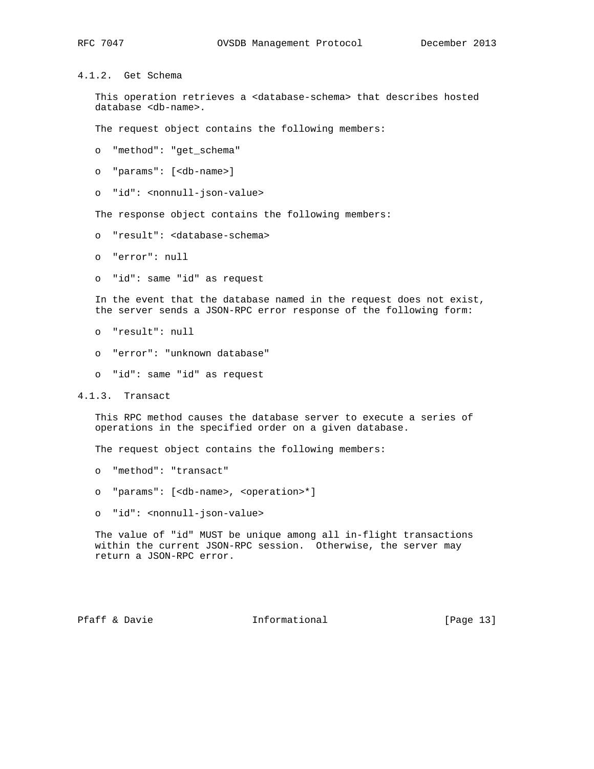#### 4.1.2. Get Schema

This operation retrieves a <database-schema> that describes hosted database <db-name>.

The request object contains the following members:

- "method": "get_schema"
- "params": [<db-name>]
- "id": <nonnull-json-value>

The response object contains the following members:

- "result": <database-schema>
- "error": null
- "id": same "id" as request

In the event that the database named in the request does not exist, the server sends a JSON-RPC error response of the following form:

- "result": null
- "error": "unknown database"
- "id": same "id" as request

#### 4.1.3. Transact

This RPC method causes the database server to execute a series of operations in the specified order on a given database.

The request object contains the following members:

- "method": "transact"
- "params": [<db-name>, <operation>*]
- "id": <nonnull-json-value>

The value of "id" MUST be unique among all in-flight transactions within the current JSON-RPC session. Otherwise, the server may return a JSON-RPC error.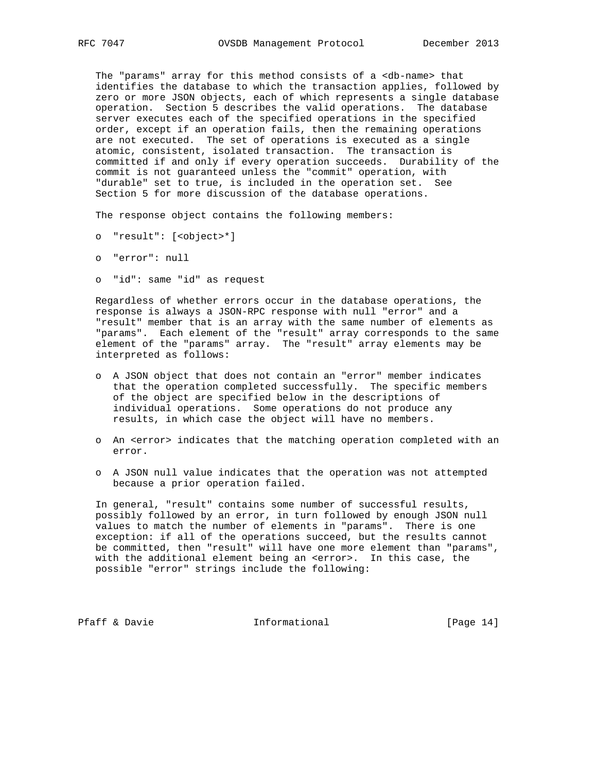The "params" array for this method consists of a <db-name> that identifies the database to which the transaction applies, followed by zero or more JSON objects, each of which represents a single database operation. Section 5 describes the valid operations. The database server executes each of the specified operations in the specified order, except if an operation fails, then the remaining operations are not executed. The set of operations is executed as a single atomic, consistent, isolated transaction. The transaction is committed if and only if every operation succeeds. Durability of the commit is not guaranteed unless the "commit" operation, with "durable" set to true, is included in the operation set. See Section 5 for more discussion of the database operations.

The response object contains the following members:

- "result": [<object>*]
- "error": null
- "id": same "id" as request

Regardless of whether errors occur in the database operations, the response is always a JSON-RPC response with null "error" and a "result" member that is an array with the same number of elements as "params". Each element of the "result" array corresponds to the same element of the "params" array. The "result" array elements may be interpreted as follows:

- A JSON object that does not contain an "error" member indicates that the operation completed successfully. The specific members of the object are specified below in the descriptions of individual operations. Some operations do not produce any results, in which case the object will have no members.
- An <error> indicates that the matching operation completed with an error.
- A JSON null value indicates that the operation was not attempted because a prior operation failed.

In general, "result" contains some number of successful results, possibly followed by an error, in turn followed by enough JSON null values to match the number of elements in "params". There is one exception: if all of the operations succeed, but the results cannot be committed, then "result" will have one more element than "params", with the additional element being an <error>. In this case, the possible "error" strings include the following: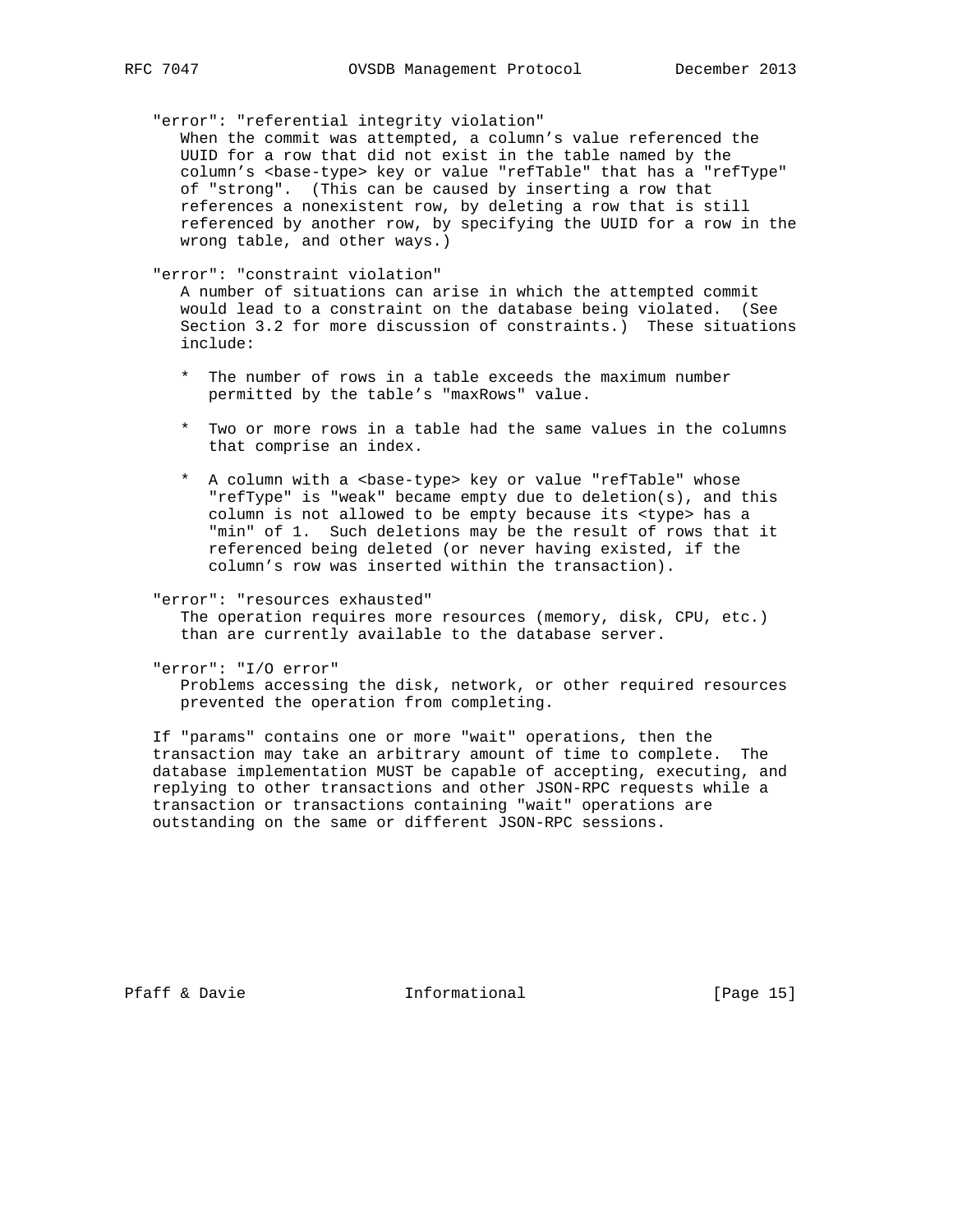"error": "referential integrity violation"

When the commit was attempted, a column's value referenced the UUID for a row that did not exist in the table named by the column's <base-type> key or value "refTable" that has a "refType" of "strong". (This can be caused by inserting a row that references a nonexistent row, by deleting a row that is still referenced by another row, by specifying the UUID for a row in the wrong table, and other ways.)

"error": "constraint violation"

A number of situations can arise in which the attempted commit would lead to a constraint on the database being violated. (See Section 3.2 for more discussion of constraints.) These situations include:

* The number of rows in a table exceeds the maximum number permitted by the table's "maxRows" value.

* Two or more rows in a table had the same values in the columns that comprise an index.

* A column with a <base-type> key or value "refTable" whose "refType" is "weak" became empty due to deletion(s), and this column is not allowed to be empty because its <type> has a "min" of 1. Such deletions may be the result of rows that it referenced being deleted (or never having existed, if the column's row was inserted within the transaction).

"error": "resources exhausted"

The operation requires more resources (memory, disk, CPU, etc.) than are currently available to the database server.

"error": "I/O error"

Problems accessing the disk, network, or other required resources prevented the operation from completing.

If "params" contains one or more "wait" operations, then the transaction may take an arbitrary amount of time to complete. The database implementation MUST be capable of accepting, executing, and replying to other transactions and other JSON-RPC requests while a transaction or transactions containing "wait" operations are outstanding on the same or different JSON-RPC sessions.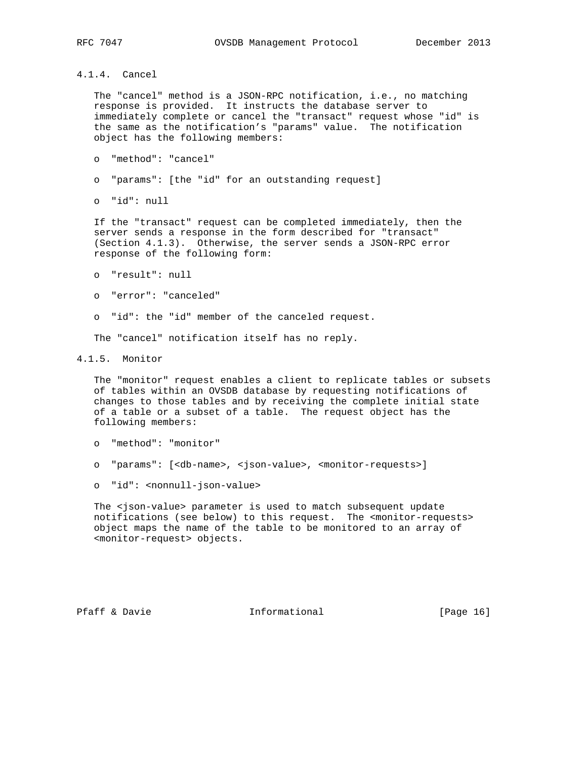#### 4.1.4. Cancel

The "cancel" method is a JSON-RPC notification, i.e., no matching response is provided. It instructs the database server to immediately complete or cancel the "transact" request whose "id" is the same as the notification's "params" value. The notification object has the following members:

- "method": "cancel"
- "params": [the "id" for an outstanding request]
- "id": null

If the "transact" request can be completed immediately, then the server sends a response in the form described for "transact" (Section 4.1.3). Otherwise, the server sends a JSON-RPC error response of the following form:

- "result": null
- "error": "canceled"
- "id": the "id" member of the canceled request.

The "cancel" notification itself has no reply.

#### 4.1.5. Monitor

The "monitor" request enables a client to replicate tables or subsets of tables within an OVSDB database by requesting notifications of changes to those tables and by receiving the complete initial state of a table or a subset of a table. The request object has the following members:

- "method": "monitor"
- "params": [<db-name>, <json-value>, <monitor-requests>]
- "id": <nonnull-json-value>

The <json-value> parameter is used to match subsequent update notifications (see below) to this request. The <monitor-requests> object maps the name of the table to be monitored to an array of <monitor-request> objects.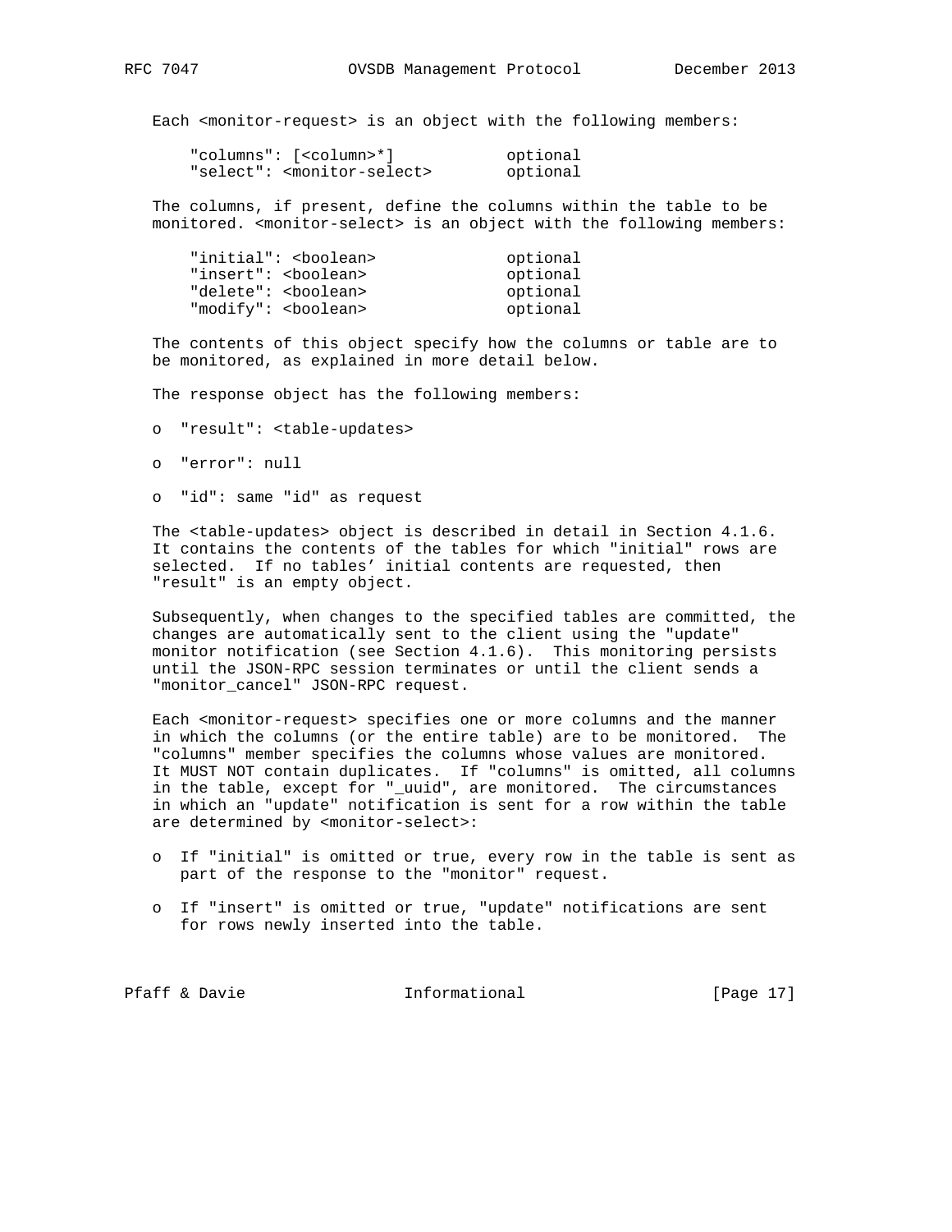Each <monitor-request> is an object with the following members:

```
    "columns": [<column>*]            optional
    "select": <monitor-select>        optional
```

The columns, if present, define the columns within the table to be monitored. <monitor-select> is an object with the following members:

```
    "initial": <boolean>              optional
    "insert": <boolean>               optional
    "delete": <boolean>               optional
    "modify": <boolean>               optional
```

The contents of this object specify how the columns or table are to be monitored, as explained in more detail below.

The response object has the following members:

- "result": <table-updates>
- "error": null
- "id": same "id" as request

The <table-updates> object is described in detail in Section 4.1.6. It contains the contents of the tables for which "initial" rows are selected. If no tables' initial contents are requested, then "result" is an empty object.

Subsequently, when changes to the specified tables are committed, the changes are automatically sent to the client using the "update" monitor notification (see Section 4.1.6). This monitoring persists until the JSON-RPC session terminates or until the client sends a "monitor_cancel" JSON-RPC request.

Each <monitor-request> specifies one or more columns and the manner in which the columns (or the entire table) are to be monitored. The "columns" member specifies the columns whose values are monitored. It MUST NOT contain duplicates. If "columns" is omitted, all columns in the table, except for "_uuid", are monitored. The circumstances in which an "update" notification is sent for a row within the table are determined by <monitor-select>:

- If "initial" is omitted or true, every row in the table is sent as part of the response to the "monitor" request.
- If "insert" is omitted or true, "update" notifications are sent for rows newly inserted into the table.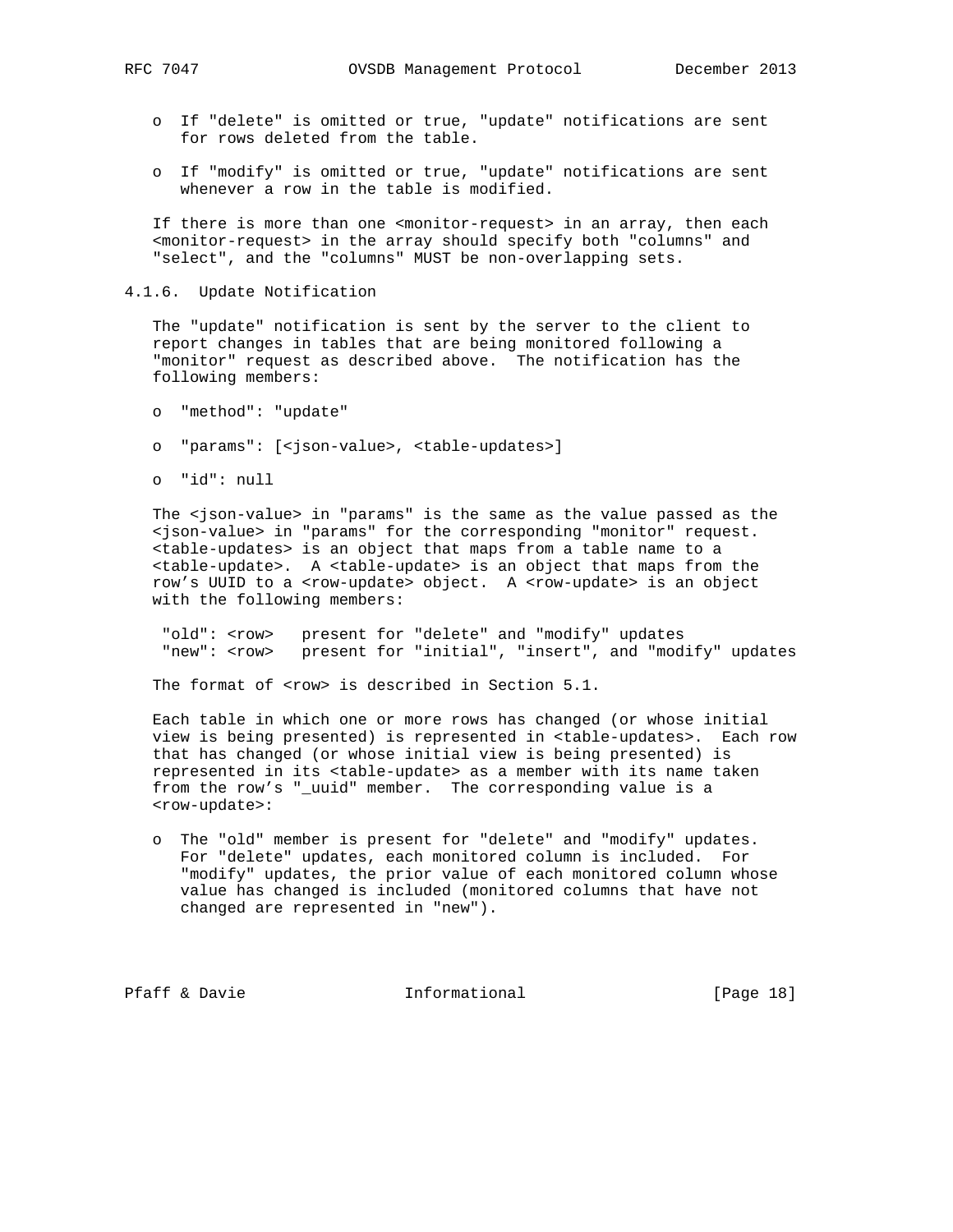- If "delete" is omitted or true, "update" notifications are sent for rows deleted from the table.

- If "modify" is omitted or true, "update" notifications are sent whenever a row in the table is modified.

If there is more than one <monitor-request> in an array, then each <monitor-request> in the array should specify both "columns" and "select", and the "columns" MUST be non-overlapping sets.

### 4.1.6. Update Notification

The "update" notification is sent by the server to the client to report changes in tables that are being monitored following a "monitor" request as described above. The notification has the following members:

- "method": "update"

- "params": [<json-value>, <table-updates>]

- "id": null

The <json-value> in "params" is the same as the value passed as the <json-value> in "params" for the corresponding "monitor" request. <table-updates> is an object that maps from a table name to a <table-update>. A <table-update> is an object that maps from the row's UUID to a <row-update> object. A <row-update> is an object with the following members:

```
"old": <row>   present for "delete" and "modify" updates
"new": <row>   present for "initial", "insert", and "modify" updates
```

The format of <row> is described in Section 5.1.

Each table in which one or more rows has changed (or whose initial view is being presented) is represented in <table-updates>. Each row that has changed (or whose initial view is being presented) is represented in its <table-update> as a member with its name taken from the row's "_uuid" member. The corresponding value is a <row-update>:

- The "old" member is present for "delete" and "modify" updates. For "delete" updates, each monitored column is included. For "modify" updates, the prior value of each monitored column whose value has changed is included (monitored columns that have not changed are represented in "new").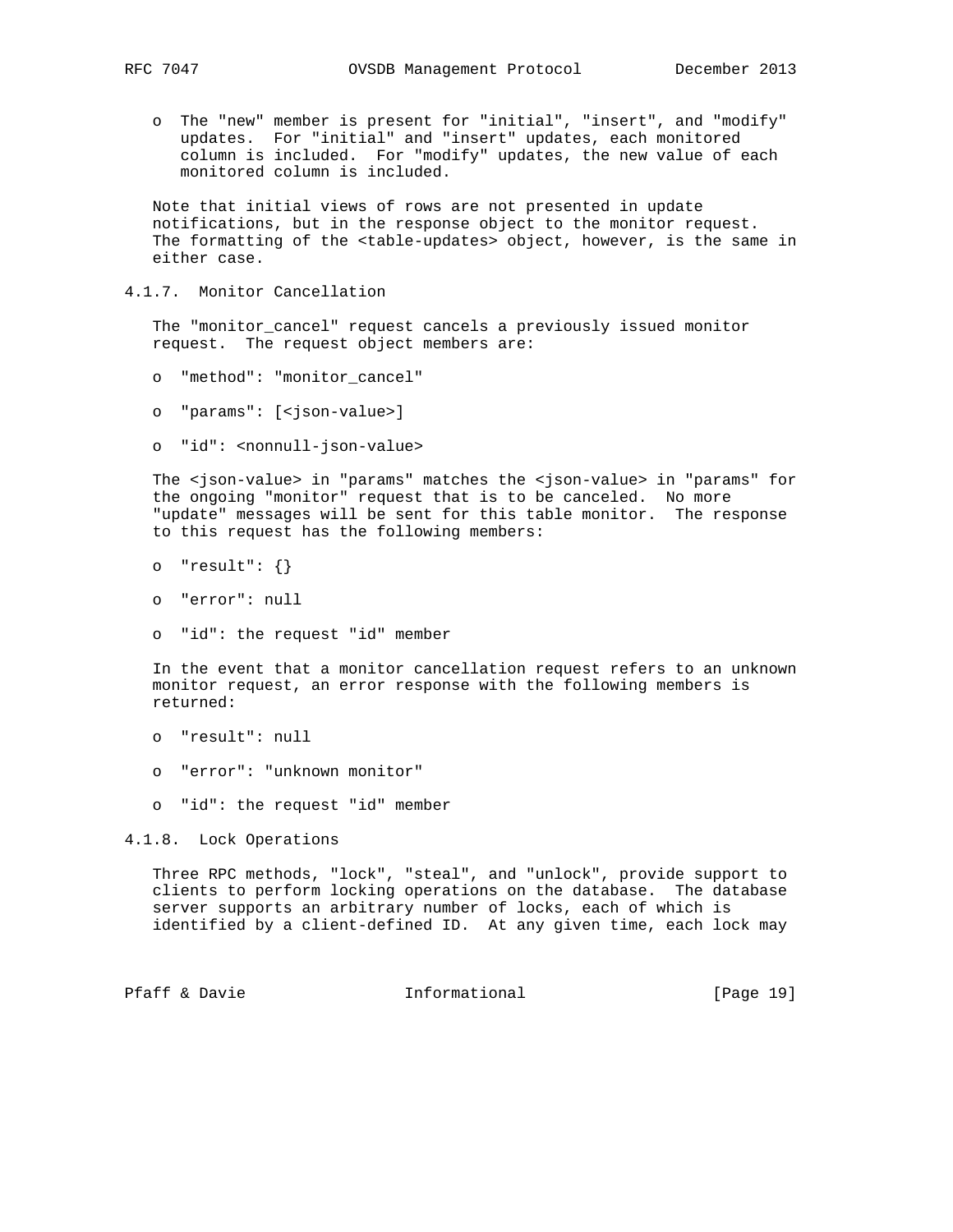- The "new" member is present for "initial", "insert", and "modify" updates. For "initial" and "insert" updates, each monitored column is included. For "modify" updates, the new value of each monitored column is included.

Note that initial views of rows are not presented in update notifications, but in the response object to the monitor request. The formatting of the <table-updates> object, however, is the same in either case.

#### 4.1.7. Monitor Cancellation

The "monitor_cancel" request cancels a previously issued monitor request. The request object members are:

- "method": "monitor_cancel"
- "params": [<json-value>]
- "id": <nonnull-json-value>

The <json-value> in "params" matches the <json-value> in "params" for the ongoing "monitor" request that is to be canceled. No more "update" messages will be sent for this table monitor. The response to this request has the following members:

- "result": {}
- "error": null
- "id": the request "id" member

In the event that a monitor cancellation request refers to an unknown monitor request, an error response with the following members is returned:

- "result": null
- "error": "unknown monitor"
- "id": the request "id" member

#### 4.1.8. Lock Operations

Three RPC methods, "lock", "steal", and "unlock", provide support to clients to perform locking operations on the database. The database server supports an arbitrary number of locks, each of which is identified by a client-defined ID. At any given time, each lock may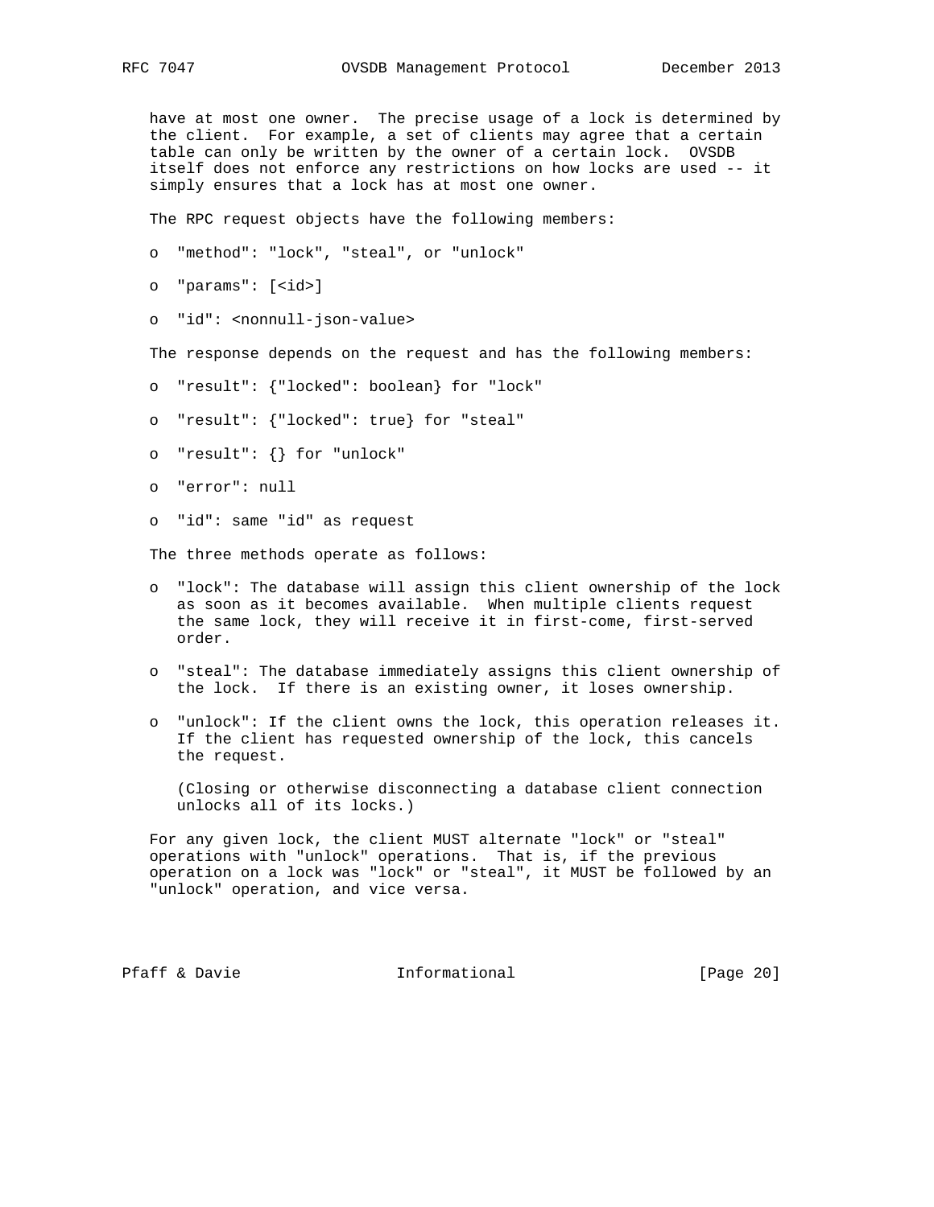have at most one owner. The precise usage of a lock is determined by the client. For example, a set of clients may agree that a certain table can only be written by the owner of a certain lock. OVSDB itself does not enforce any restrictions on how locks are used -- it simply ensures that a lock has at most one owner.

The RPC request objects have the following members:

- "method": "lock", "steal", or "unlock"
- "params": [<id>]
- "id": <nonnull-json-value>

The response depends on the request and has the following members:

- "result": {"locked": boolean} for "lock"
- "result": {"locked": true} for "steal"
- "result": {} for "unlock"
- "error": null
- "id": same "id" as request

The three methods operate as follows:

- "lock": The database will assign this client ownership of the lock as soon as it becomes available. When multiple clients request the same lock, they will receive it in first-come, first-served order.
- "steal": The database immediately assigns this client ownership of the lock. If there is an existing owner, it loses ownership.
- "unlock": If the client owns the lock, this operation releases it. If the client has requested ownership of the lock, this cancels the request.

  (Closing or otherwise disconnecting a database client connection unlocks all of its locks.)

For any given lock, the client MUST alternate "lock" or "steal" operations with "unlock" operations. That is, if the previous operation on a lock was "lock" or "steal", it MUST be followed by an "unlock" operation, and vice versa.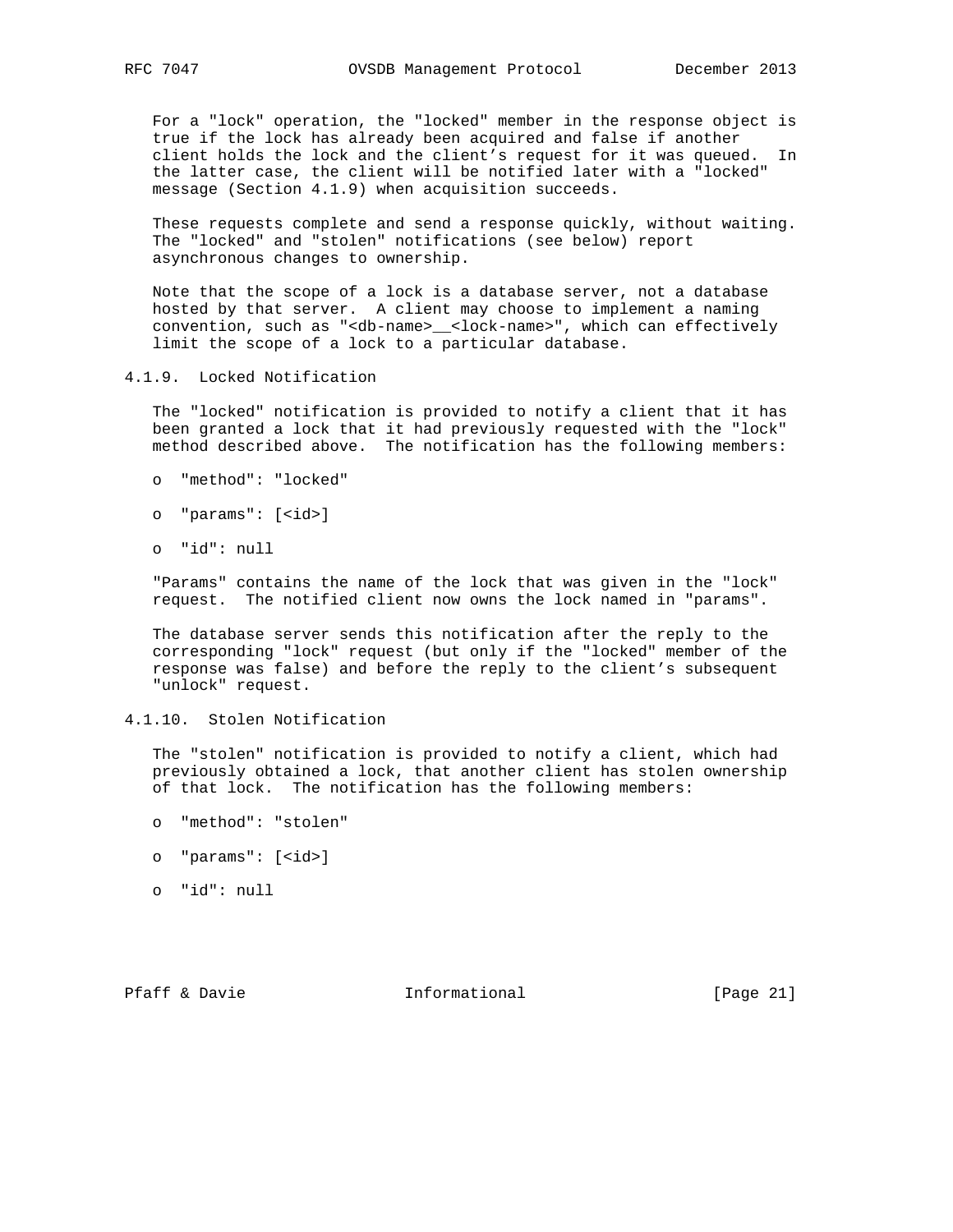For a "lock" operation, the "locked" member in the response object is true if the lock has already been acquired and false if another client holds the lock and the client's request for it was queued. In the latter case, the client will be notified later with a "locked" message (Section 4.1.9) when acquisition succeeds.

These requests complete and send a response quickly, without waiting. The "locked" and "stolen" notifications (see below) report asynchronous changes to ownership.

Note that the scope of a lock is a database server, not a database hosted by that server. A client may choose to implement a naming convention, such as "<db-name>__<lock-name>", which can effectively limit the scope of a lock to a particular database.

### 4.1.9. Locked Notification

The "locked" notification is provided to notify a client that it has been granted a lock that it had previously requested with the "lock" method described above. The notification has the following members:

- "method": "locked"
- "params": [<id>]
- "id": null

"Params" contains the name of the lock that was given in the "lock" request. The notified client now owns the lock named in "params".

The database server sends this notification after the reply to the corresponding "lock" request (but only if the "locked" member of the response was false) and before the reply to the client's subsequent "unlock" request.

### 4.1.10. Stolen Notification

The "stolen" notification is provided to notify a client, which had previously obtained a lock, that another client has stolen ownership of that lock. The notification has the following members:

- "method": "stolen"
- "params": [<id>]
- "id": null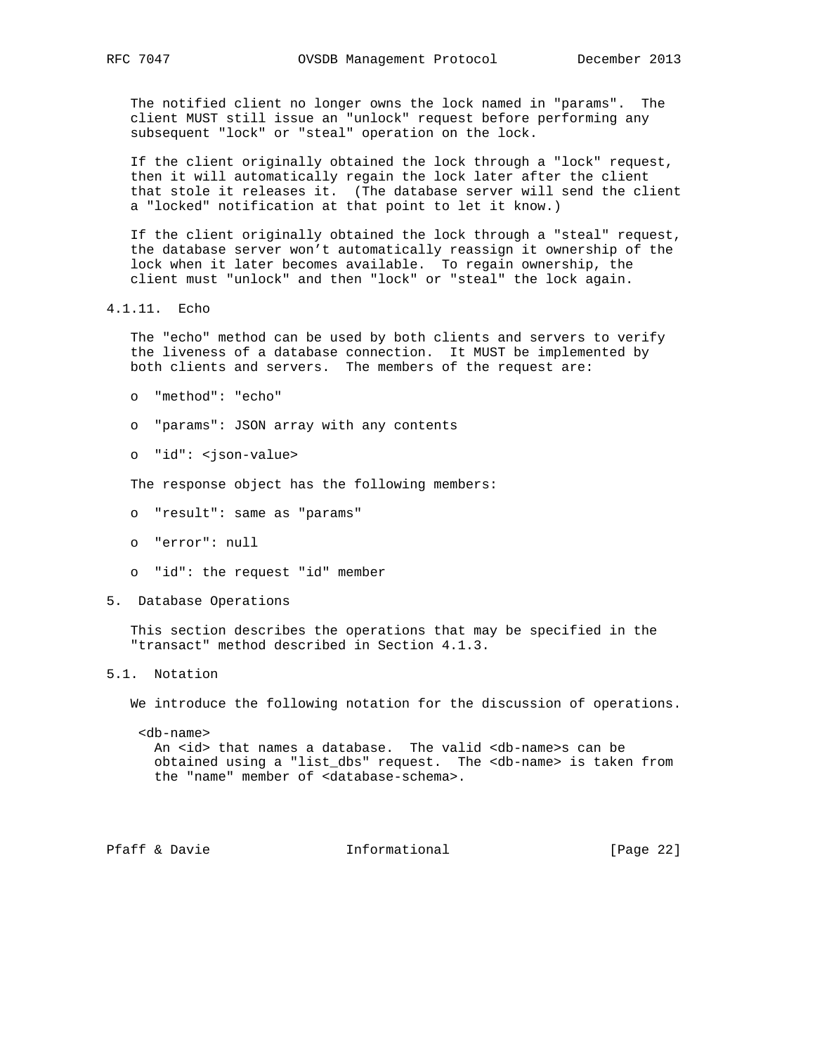The notified client no longer owns the lock named in "params". The client MUST still issue an "unlock" request before performing any subsequent "lock" or "steal" operation on the lock.

If the client originally obtained the lock through a "lock" request, then it will automatically regain the lock later after the client that stole it releases it. (The database server will send the client a "locked" notification at that point to let it know.)

If the client originally obtained the lock through a "steal" request, the database server won't automatically reassign it ownership of the lock when it later becomes available. To regain ownership, the client must "unlock" and then "lock" or "steal" the lock again.

#### 4.1.11. Echo

The "echo" method can be used by both clients and servers to verify the liveness of a database connection. It MUST be implemented by both clients and servers. The members of the request are:

- "method": "echo"
- "params": JSON array with any contents
- "id": <json-value>

The response object has the following members:

- "result": same as "params"
- "error": null
- "id": the request "id" member

## 5. Database Operations

This section describes the operations that may be specified in the "transact" method described in Section 4.1.3.

### 5.1. Notation

We introduce the following notation for the discussion of operations.

<db-name>
An <id> that names a database. The valid <db-name>s can be obtained using a "list_dbs" request. The <db-name> is taken from the "name" member of <database-schema>.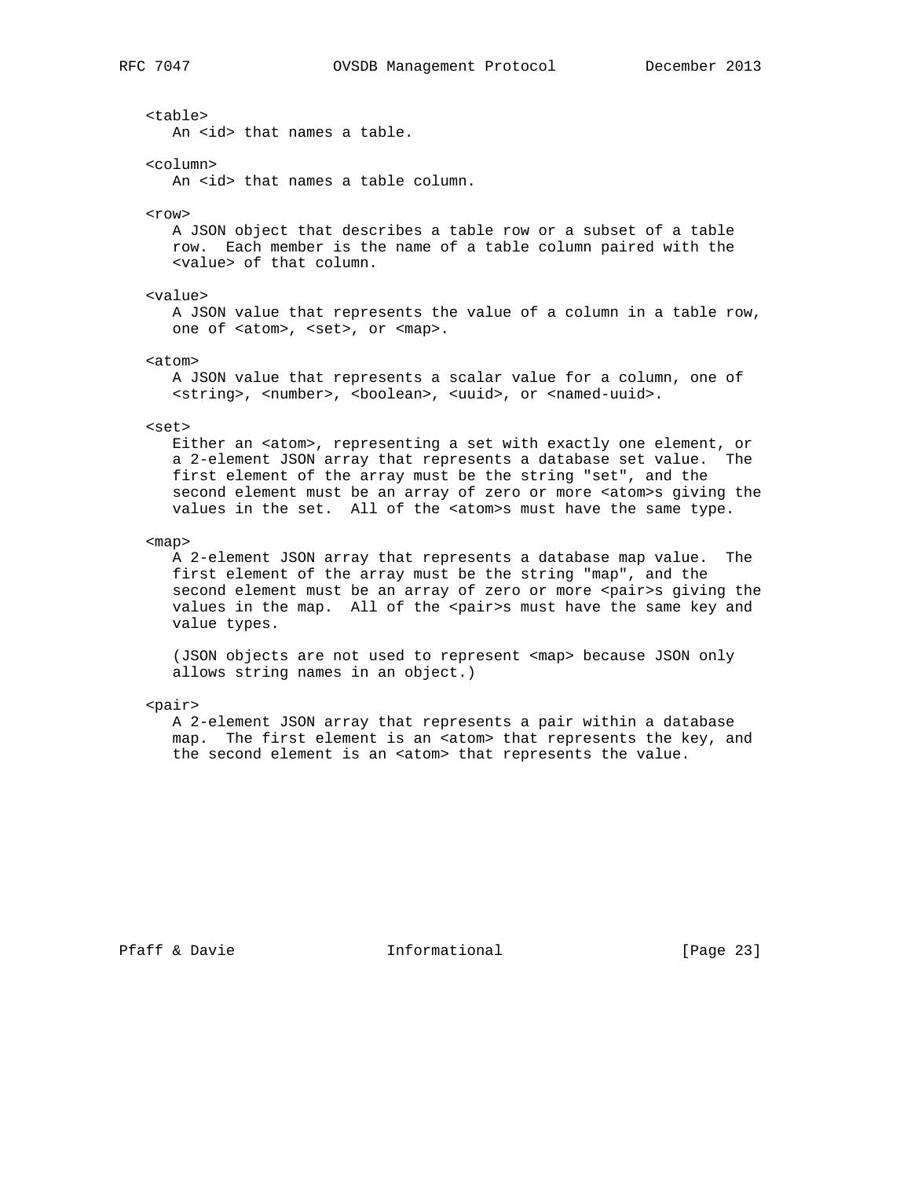<table>
An <id> that names a table.

<column>
An <id> that names a table column.

<row>
A JSON object that describes a table row or a subset of a table row. Each member is the name of a table column paired with the <value> of that column.

<value>
A JSON value that represents the value of a column in a table row, one of <atom>, <set>, or <map>.

<atom>
A JSON value that represents a scalar value for a column, one of <string>, <number>, <boolean>, <uuid>, or <named-uuid>.

<set>
Either an <atom>, representing a set with exactly one element, or a 2-element JSON array that represents a database set value. The first element of the array must be the string "set", and the second element must be an array of zero or more <atom>s giving the values in the set. All of the <atom>s must have the same type.

<map>
A 2-element JSON array that represents a database map value. The first element of the array must be the string "map", and the second element must be an array of zero or more <pair>s giving the values in the map. All of the <pair>s must have the same key and value types.

(JSON objects are not used to represent <map> because JSON only allows string names in an object.)

<pair>
A 2-element JSON array that represents a pair within a database map. The first element is an <atom> that represents the key, and the second element is an <atom> that represents the value.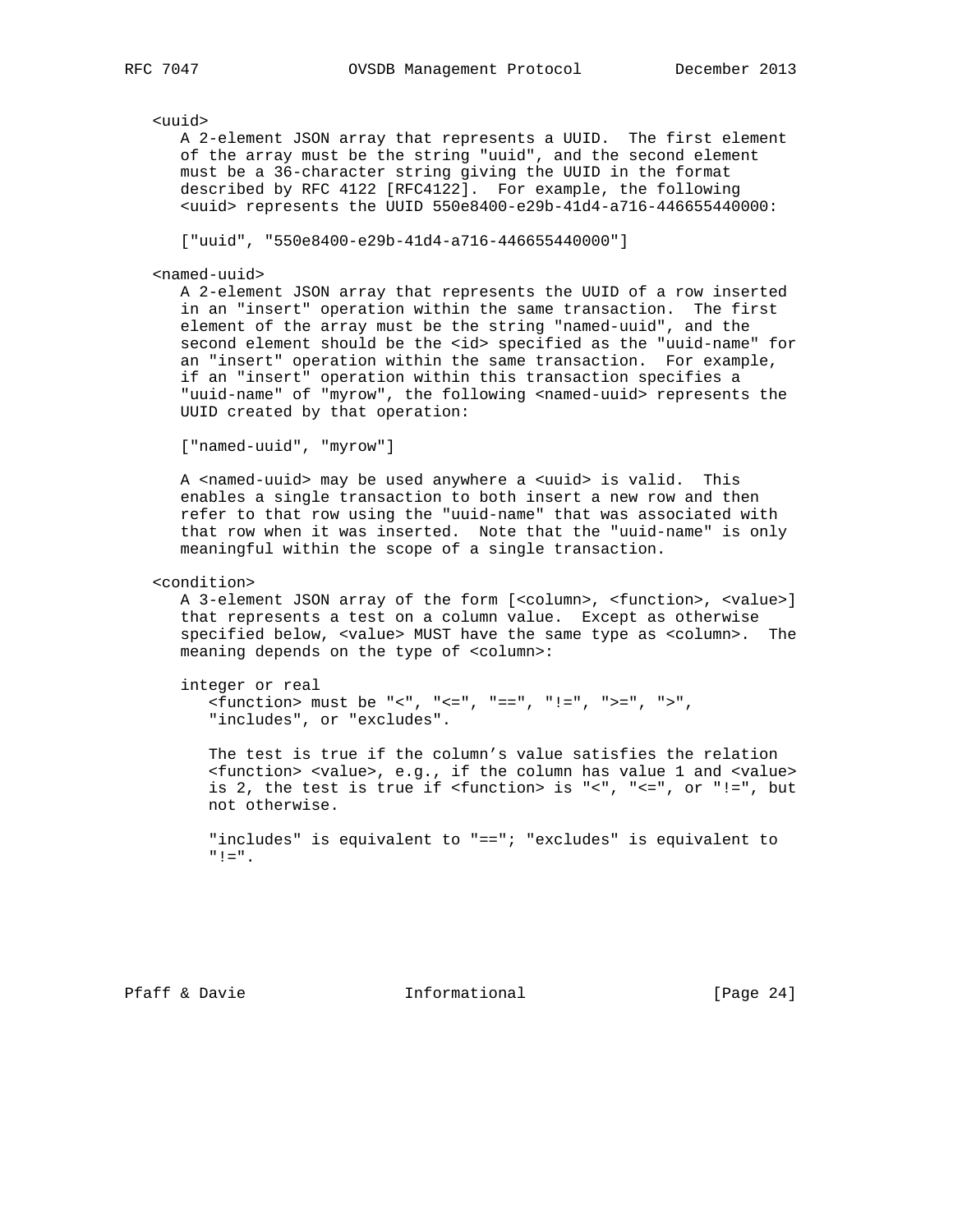<uuid>

A 2-element JSON array that represents a UUID. The first element of the array must be the string "uuid", and the second element must be a 36-character string giving the UUID in the format described by RFC 4122 [RFC4122]. For example, the following <uuid> represents the UUID 550e8400-e29b-41d4-a716-446655440000:

```
["uuid", "550e8400-e29b-41d4-a716-446655440000"]
```

<named-uuid>

A 2-element JSON array that represents the UUID of a row inserted in an "insert" operation within the same transaction. The first element of the array must be the string "named-uuid", and the second element should be the <id> specified as the "uuid-name" for an "insert" operation within the same transaction. For example, if an "insert" operation within this transaction specifies a "uuid-name" of "myrow", the following <named-uuid> represents the UUID created by that operation:

```
["named-uuid", "myrow"]
```

A <named-uuid> may be used anywhere a <uuid> is valid. This enables a single transaction to both insert a new row and then refer to that row using the "uuid-name" that was associated with that row when it was inserted. Note that the "uuid-name" is only meaningful within the scope of a single transaction.

<condition>

A 3-element JSON array of the form [<column>, <function>, <value>] that represents a test on a column value. Except as otherwise specified below, <value> MUST have the same type as <column>. The meaning depends on the type of <column>:

integer or real

<function> must be "<", "<=", "==", "!=", ">=", ">", "includes", or "excludes".

The test is true if the column’s value satisfies the relation <function> <value>, e.g., if the column has value 1 and <value> is 2, the test is true if <function> is "<", "<=", or "!=", but not otherwise.

"includes" is equivalent to "=="; "excludes" is equivalent to "!=".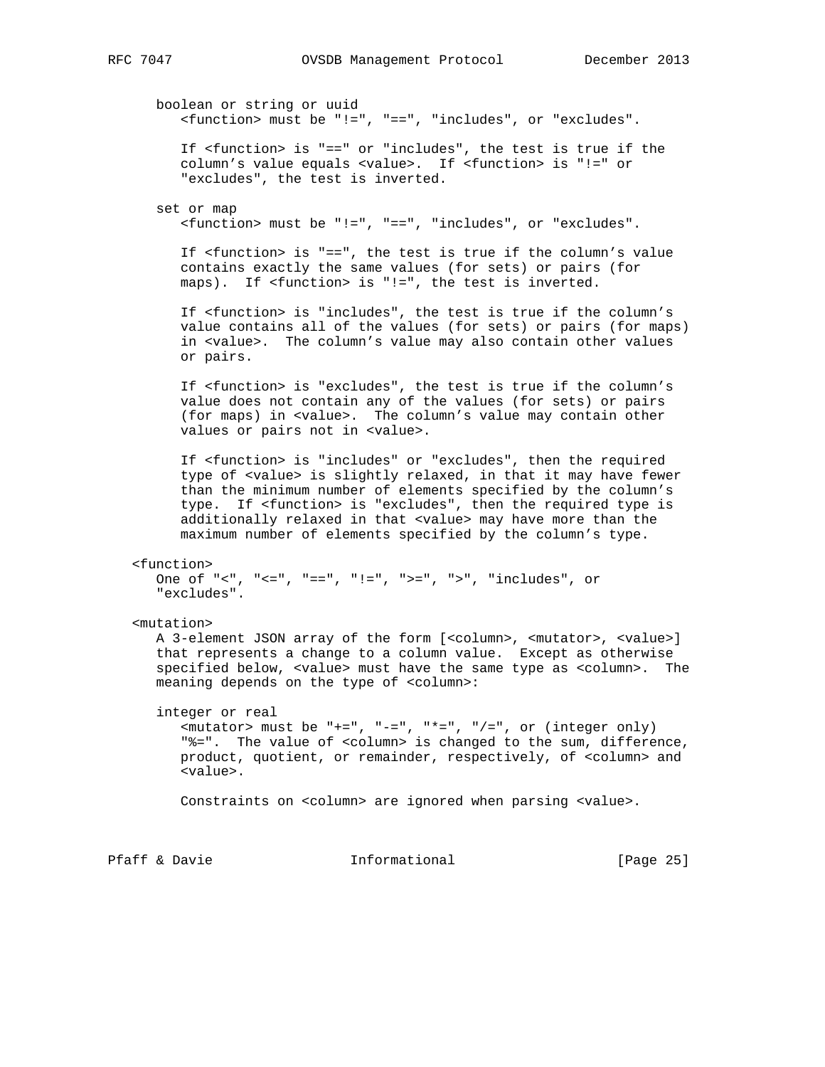boolean or string or uuid

<function> must be "!=", "==", "includes", or "excludes".

If <function> is "==" or "includes", the test is true if the column's value equals <value>. If <function> is "!=" or "excludes", the test is inverted.

set or map

<function> must be "!=", "==", "includes", or "excludes".

If <function> is "==", the test is true if the column's value contains exactly the same values (for sets) or pairs (for maps). If <function> is "!=", the test is inverted.

If <function> is "includes", the test is true if the column's value contains all of the values (for sets) or pairs (for maps) in <value>. The column's value may also contain other values or pairs.

If <function> is "excludes", the test is true if the column's value does not contain any of the values (for sets) or pairs (for maps) in <value>. The column's value may contain other values or pairs not in <value>.

If <function> is "includes" or "excludes", then the required type of <value> is slightly relaxed, in that it may have fewer than the minimum number of elements specified by the column's type. If <function> is "excludes", then the required type is additionally relaxed in that <value> may have more than the maximum number of elements specified by the column's type.

<function>

One of "<", "<=", "==", "!=", ">=", ">", "includes", or "excludes".

<mutation>

A 3-element JSON array of the form [<column>, <mutator>, <value>] that represents a change to a column value. Except as otherwise specified below, <value> must have the same type as <column>. The meaning depends on the type of <column>:

integer or real

<mutator> must be "+=", "-=", "*=", "/=", or (integer only) "%=". The value of <column> is changed to the sum, difference, product, quotient, or remainder, respectively, of <column> and <value>.

Constraints on <column> are ignored when parsing <value>.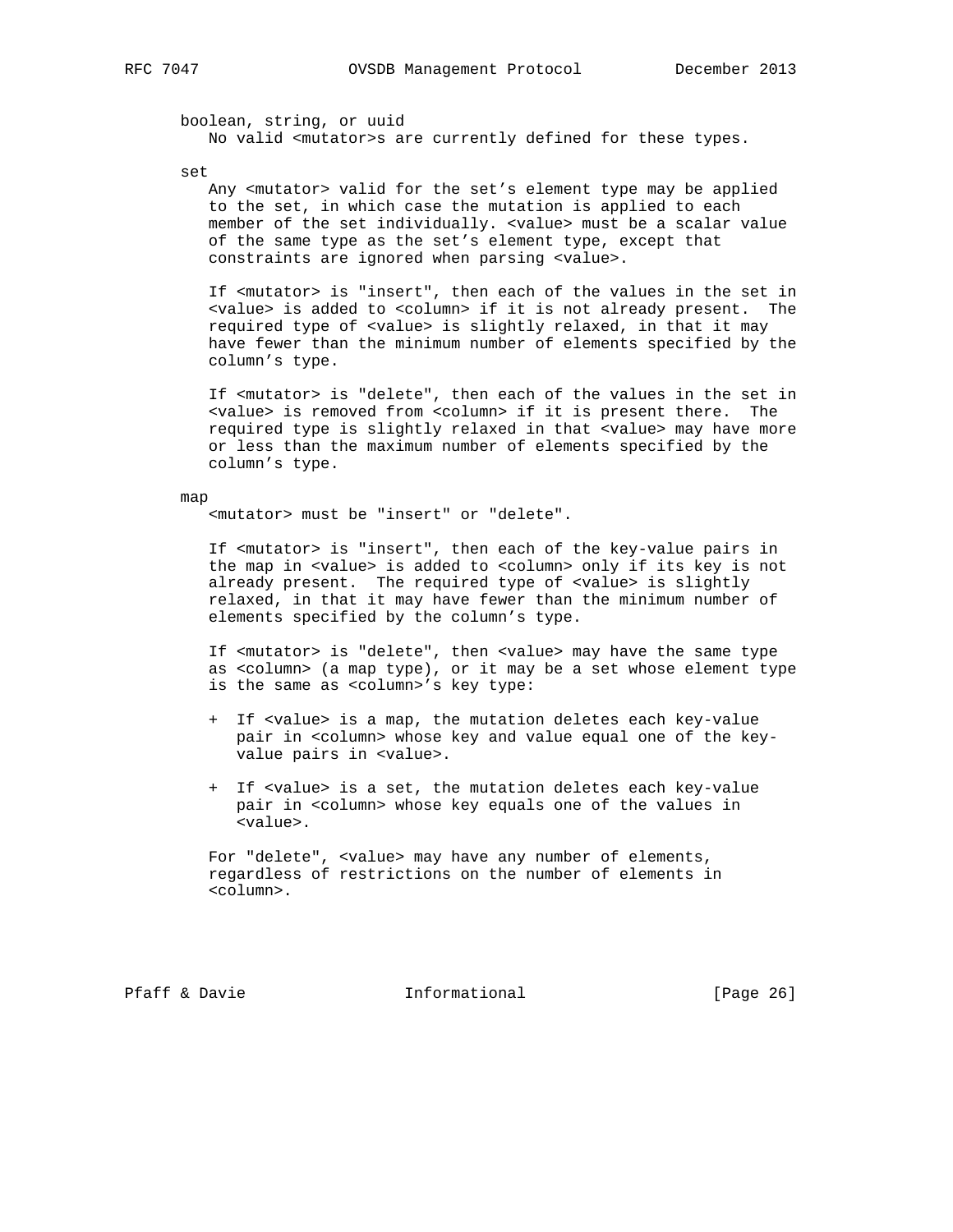boolean, string, or uuid

No valid <mutator>s are currently defined for these types.

set

Any <mutator> valid for the set's element type may be applied to the set, in which case the mutation is applied to each member of the set individually. <value> must be a scalar value of the same type as the set's element type, except that constraints are ignored when parsing <value>.

If <mutator> is "insert", then each of the values in the set in <value> is added to <column> if it is not already present. The required type of <value> is slightly relaxed, in that it may have fewer than the minimum number of elements specified by the column's type.

If <mutator> is "delete", then each of the values in the set in <value> is removed from <column> if it is present there. The required type is slightly relaxed in that <value> may have more or less than the maximum number of elements specified by the column's type.

map

<mutator> must be "insert" or "delete".

If <mutator> is "insert", then each of the key-value pairs in the map in <value> is added to <column> only if its key is not already present. The required type of <value> is slightly relaxed, in that it may have fewer than the minimum number of elements specified by the column's type.

If <mutator> is "delete", then <value> may have the same type as <column> (a map type), or it may be a set whose element type is the same as <column>'s key type:

+ If <value> is a map, the mutation deletes each key-value pair in <column> whose key and value equal one of the key-value pairs in <value>.

+ If <value> is a set, the mutation deletes each key-value pair in <column> whose key equals one of the values in <value>.

For "delete", <value> may have any number of elements, regardless of restrictions on the number of elements in <column>.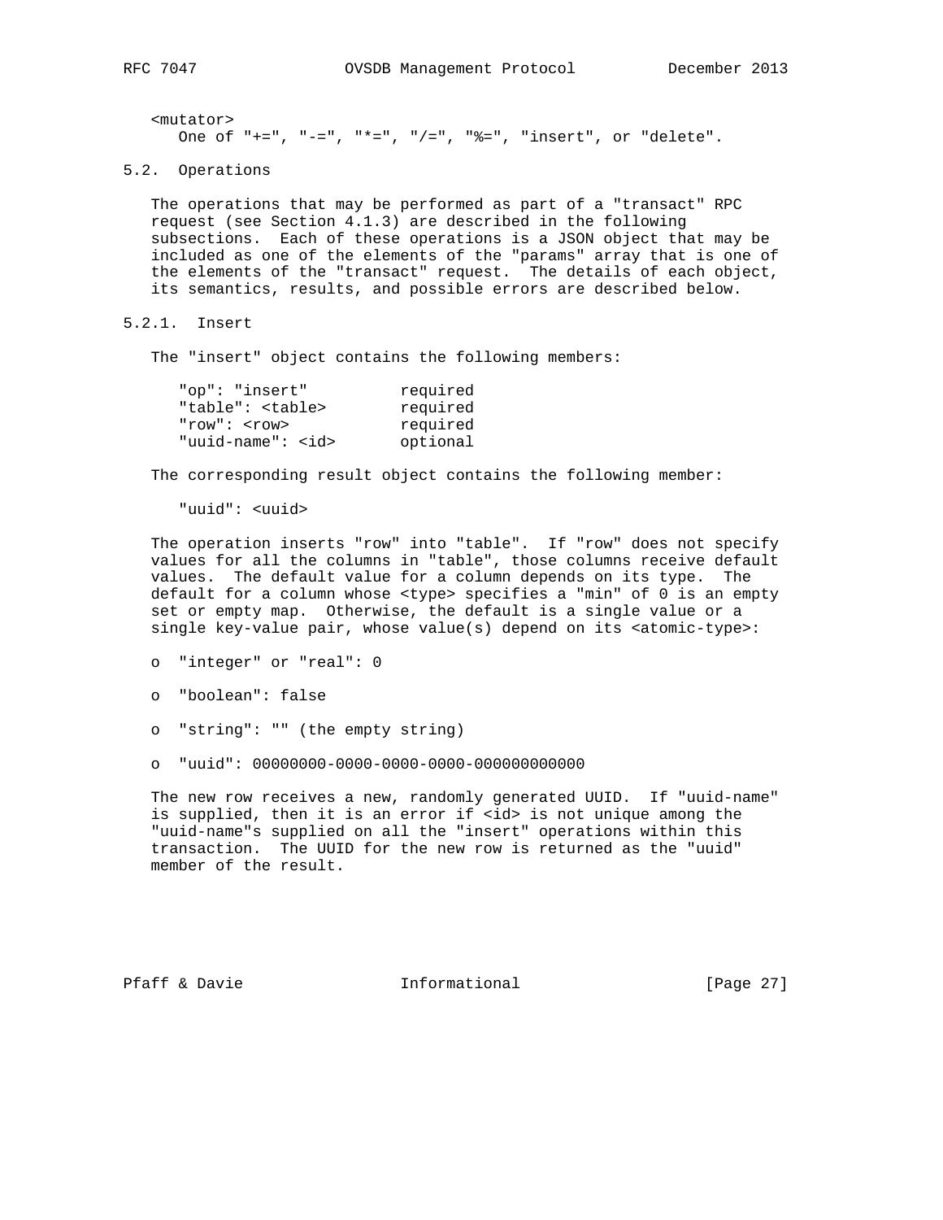<mutator>
   One of "+=", "-=", "*=", "/=", "%=", "insert", or "delete".

### 5.2. Operations

The operations that may be performed as part of a "transact" RPC request (see Section 4.1.3) are described in the following subsections. Each of these operations is a JSON object that may be included as one of the elements of the "params" array that is one of the elements of the "transact" request. The details of each object, its semantics, results, and possible errors are described below.

#### 5.2.1. Insert

The "insert" object contains the following members:

```
"op": "insert"          required
"table": <table>        required
"row": <row>            required
"uuid-name": <id>       optional
```

The corresponding result object contains the following member:

```
"uuid": <uuid>
```

The operation inserts "row" into "table". If "row" does not specify values for all the columns in "table", those columns receive default values. The default value for a column depends on its type. The default for a column whose <type> specifies a "min" of 0 is an empty set or empty map. Otherwise, the default is a single value or a single key-value pair, whose value(s) depend on its <atomic-type>:

- "integer" or "real": 0
- "boolean": false
- "string": "" (the empty string)
- "uuid": 00000000-0000-0000-0000-000000000000

The new row receives a new, randomly generated UUID. If "uuid-name" is supplied, then it is an error if <id> is not unique among the "uuid-name"s supplied on all the "insert" operations within this transaction. The UUID for the new row is returned as the "uuid" member of the result.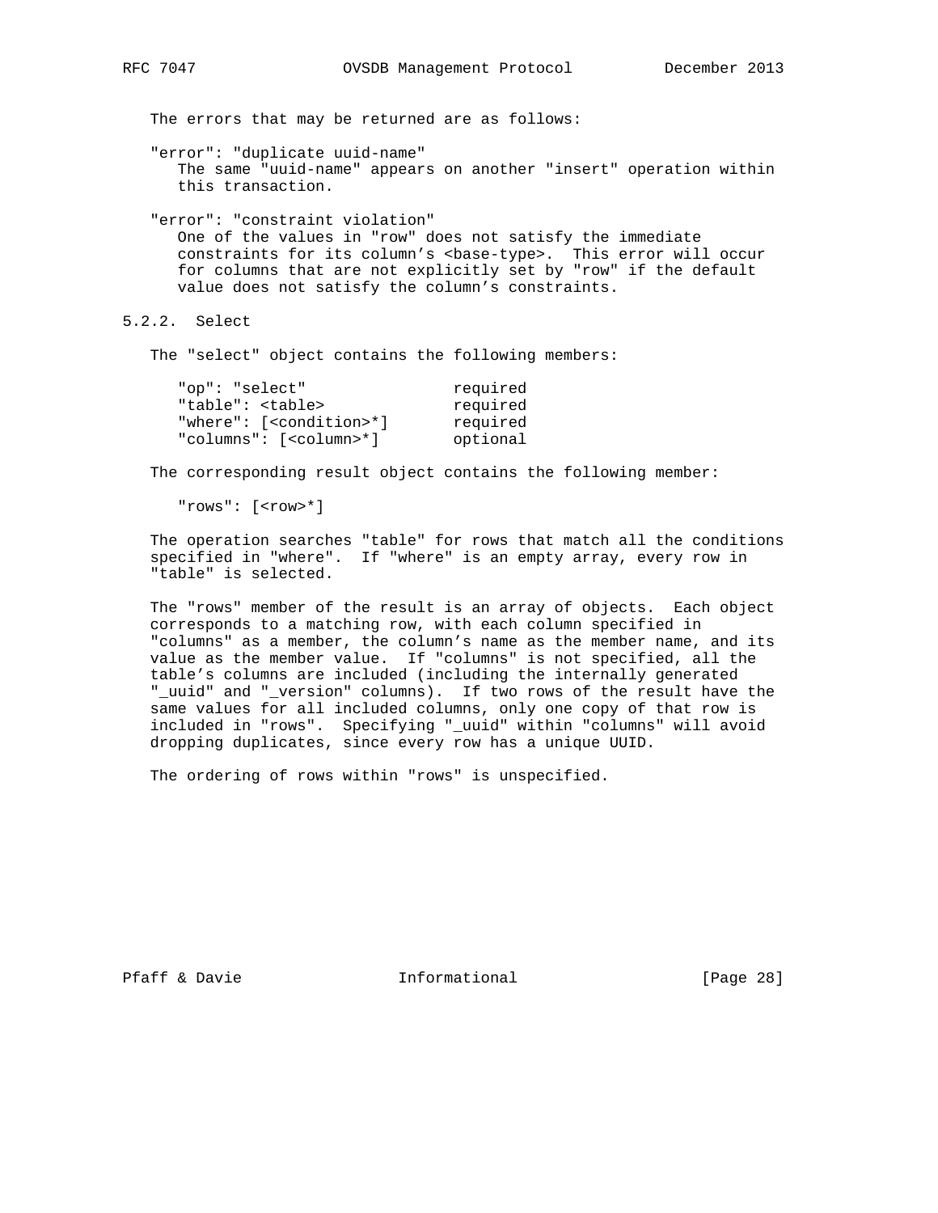The errors that may be returned are as follows:

"error": "duplicate uuid-name"
The same "uuid-name" appears on another "insert" operation within this transaction.

"error": "constraint violation"
One of the values in "row" does not satisfy the immediate constraints for its column's <base-type>. This error will occur for columns that are not explicitly set by "row" if the default value does not satisfy the column's constraints.

### 5.2.2. Select

The "select" object contains the following members:

```
"op": "select"                required
"table": <table>              required
"where": [<condition>*]       required
"columns": [<column>*]        optional
```

The corresponding result object contains the following member:

```
"rows": [<row>*]
```

The operation searches "table" for rows that match all the conditions specified in "where". If "where" is an empty array, every row in "table" is selected.

The "rows" member of the result is an array of objects. Each object corresponds to a matching row, with each column specified in "columns" as a member, the column's name as the member name, and its value as the member value. If "columns" is not specified, all the table's columns are included (including the internally generated "_uuid" and "_version" columns). If two rows of the result have the same values for all included columns, only one copy of that row is included in "rows". Specifying "_uuid" within "columns" will avoid dropping duplicates, since every row has a unique UUID.

The ordering of rows within "rows" is unspecified.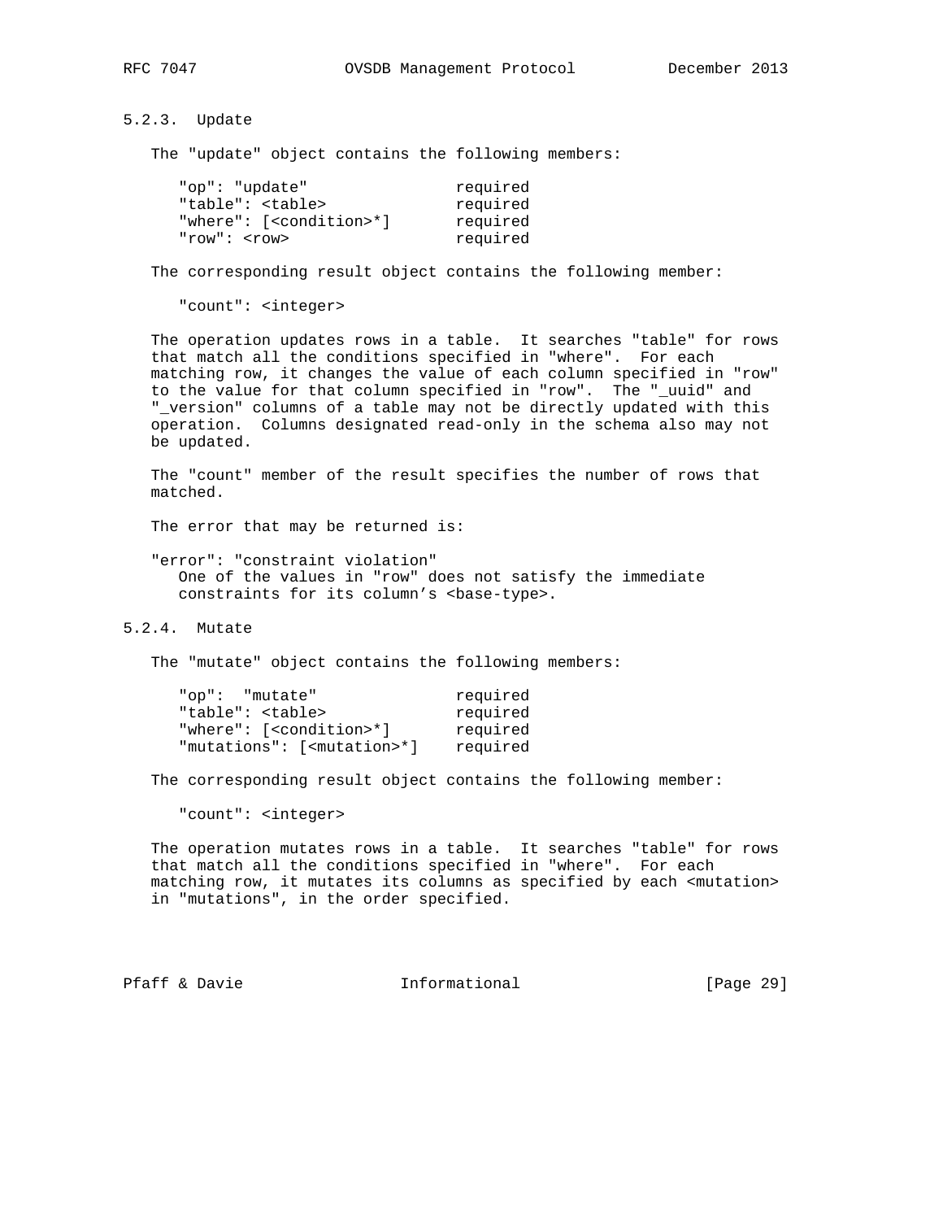### 5.2.3. Update

The "update" object contains the following members:

```
"op": "update"                 required
"table": <table>               required
"where": [<condition>*]        required
"row": <row>                   required
```

The corresponding result object contains the following member:

```
"count": <integer>
```

The operation updates rows in a table. It searches "table" for rows that match all the conditions specified in "where". For each matching row, it changes the value of each column specified in "row" to the value for that column specified in "row". The "_uuid" and "_version" columns of a table may not be directly updated with this operation. Columns designated read-only in the schema also may not be updated.

The "count" member of the result specifies the number of rows that matched.

The error that may be returned is:

"error": "constraint violation"
  One of the values in "row" does not satisfy the immediate constraints for its column's <base-type>.

### 5.2.4. Mutate

The "mutate" object contains the following members:

```
"op":  "mutate"                required
"table": <table>               required
"where": [<condition>*]        required
"mutations": [<mutation>*]     required
```

The corresponding result object contains the following member:

```
"count": <integer>
```

The operation mutates rows in a table. It searches "table" for rows that match all the conditions specified in "where". For each matching row, it mutates its columns as specified by each <mutation> in "mutations", in the order specified.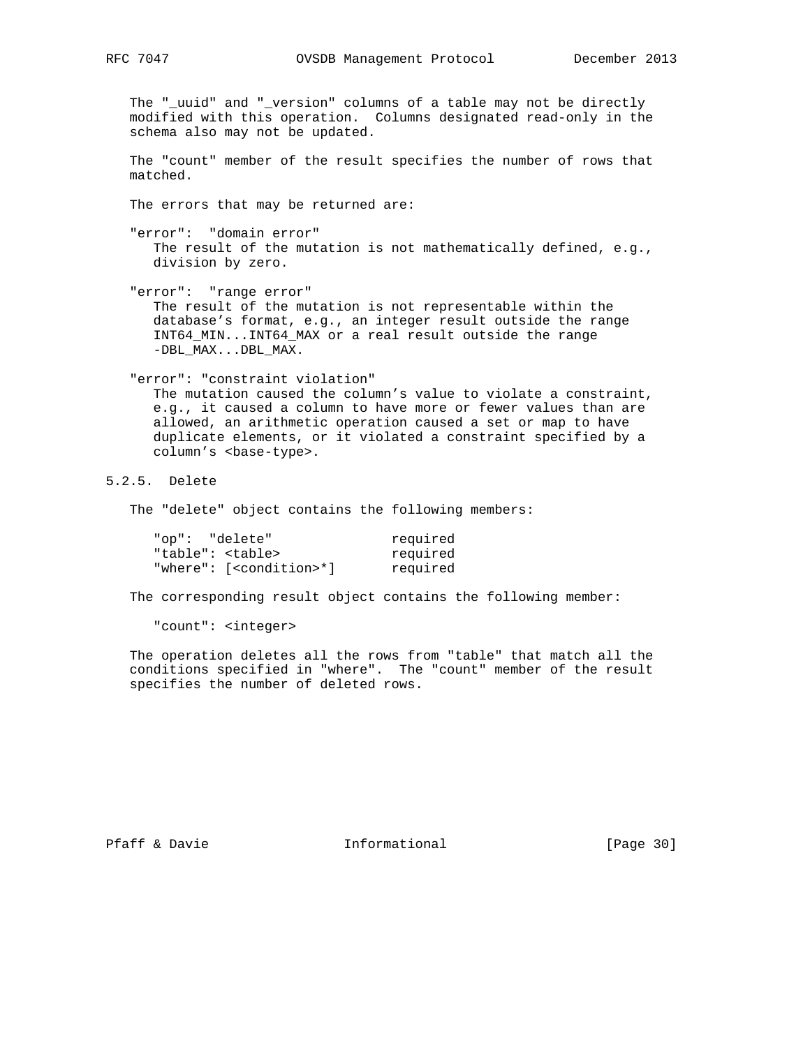The "_uuid" and "_version" columns of a table may not be directly modified with this operation. Columns designated read-only in the schema also may not be updated.

The "count" member of the result specifies the number of rows that matched.

The errors that may be returned are:

"error": "domain error"
The result of the mutation is not mathematically defined, e.g., division by zero.

"error": "range error"
The result of the mutation is not representable within the database's format, e.g., an integer result outside the range INT64_MIN...INT64_MAX or a real result outside the range -DBL_MAX...DBL_MAX.

"error": "constraint violation"
The mutation caused the column's value to violate a constraint, e.g., it caused a column to have more or fewer values than are allowed, an arithmetic operation caused a set or map to have duplicate elements, or it violated a constraint specified by a column's <base-type>.

### 5.2.5. Delete

The "delete" object contains the following members:

```
"op":  "delete"               required
"table": <table>              required
"where": [<condition>*]       required
```

The corresponding result object contains the following member:

```
"count": <integer>
```

The operation deletes all the rows from "table" that match all the conditions specified in "where". The "count" member of the result specifies the number of deleted rows.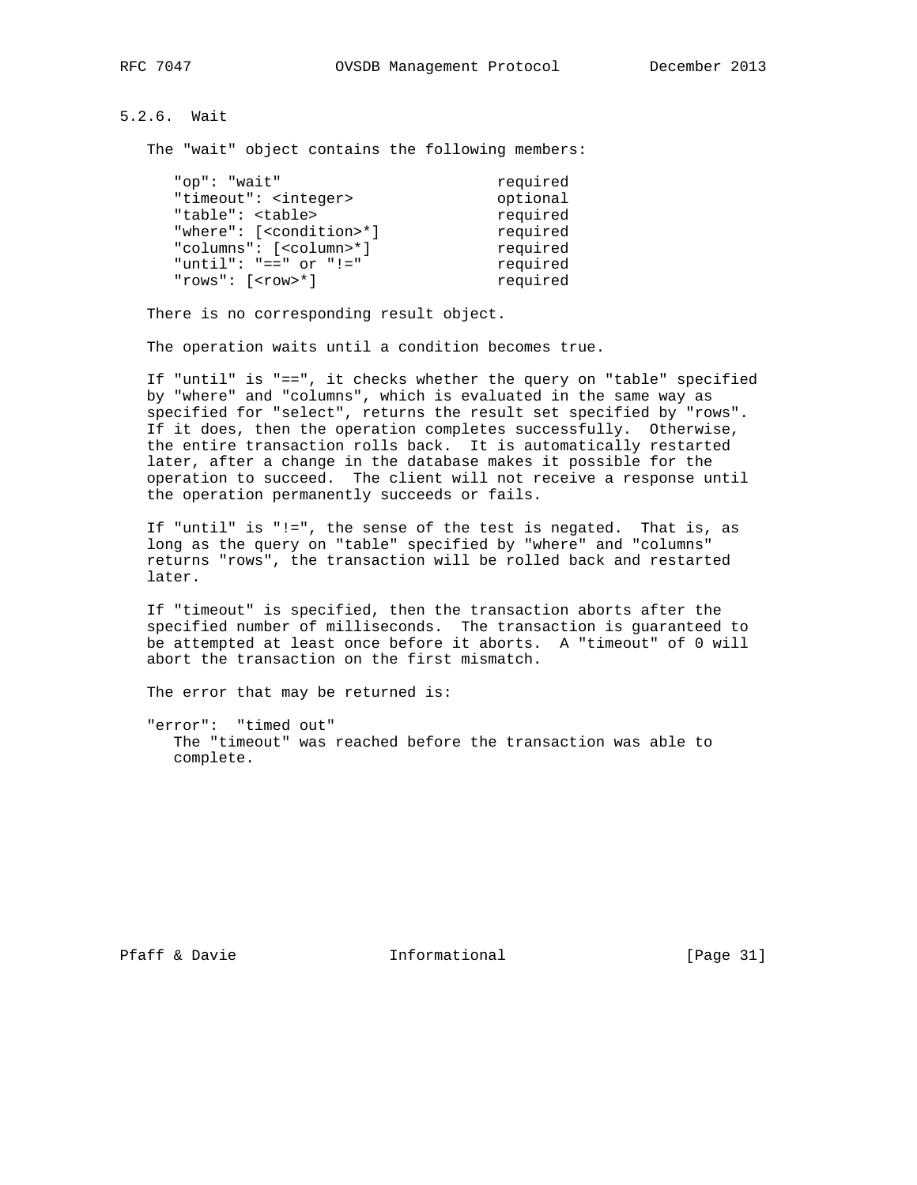### 5.2.6. Wait

The "wait" object contains the following members:

```
"op": "wait"                        required
"timeout": <integer>                optional
"table": <table>                    required
"where": [<condition>*]             required
"columns": [<column>*]              required
"until": "==" or "!="               required
"rows": [<row>*]                    required
```

There is no corresponding result object.

The operation waits until a condition becomes true.

If "until" is "==", it checks whether the query on "table" specified by "where" and "columns", which is evaluated in the same way as specified for "select", returns the result set specified by "rows". If it does, then the operation completes successfully. Otherwise, the entire transaction rolls back. It is automatically restarted later, after a change in the database makes it possible for the operation to succeed. The client will not receive a response until the operation permanently succeeds or fails.

If "until" is "!=", the sense of the test is negated. That is, as long as the query on "table" specified by "where" and "columns" returns "rows", the transaction will be rolled back and restarted later.

If "timeout" is specified, then the transaction aborts after the specified number of milliseconds. The transaction is guaranteed to be attempted at least once before it aborts. A "timeout" of 0 will abort the transaction on the first mismatch.

The error that may be returned is:

"error": "timed out"
   The "timeout" was reached before the transaction was able to complete.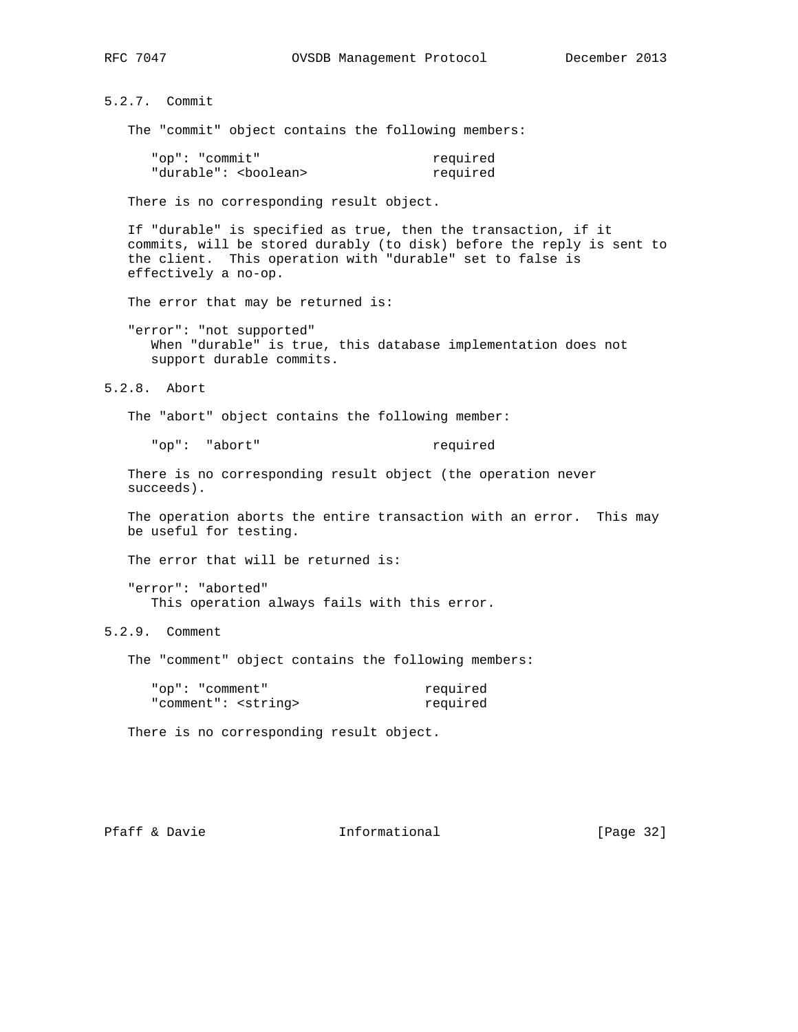### 5.2.7. Commit

The "commit" object contains the following members:

```
"op": "commit"                      required
"durable": <boolean>                required
```

There is no corresponding result object.

If "durable" is specified as true, then the transaction, if it commits, will be stored durably (to disk) before the reply is sent to the client. This operation with "durable" set to false is effectively a no-op.

The error that may be returned is:

"error": "not supported"
   When "durable" is true, this database implementation does not support durable commits.

### 5.2.8. Abort

The "abort" object contains the following member:

```
"op":  "abort"                      required
```

There is no corresponding result object (the operation never succeeds).

The operation aborts the entire transaction with an error. This may be useful for testing.

The error that will be returned is:

"error": "aborted"
   This operation always fails with this error.

### 5.2.9. Comment

The "comment" object contains the following members:

```
"op": "comment"                    required
"comment": <string>                required
```

There is no corresponding result object.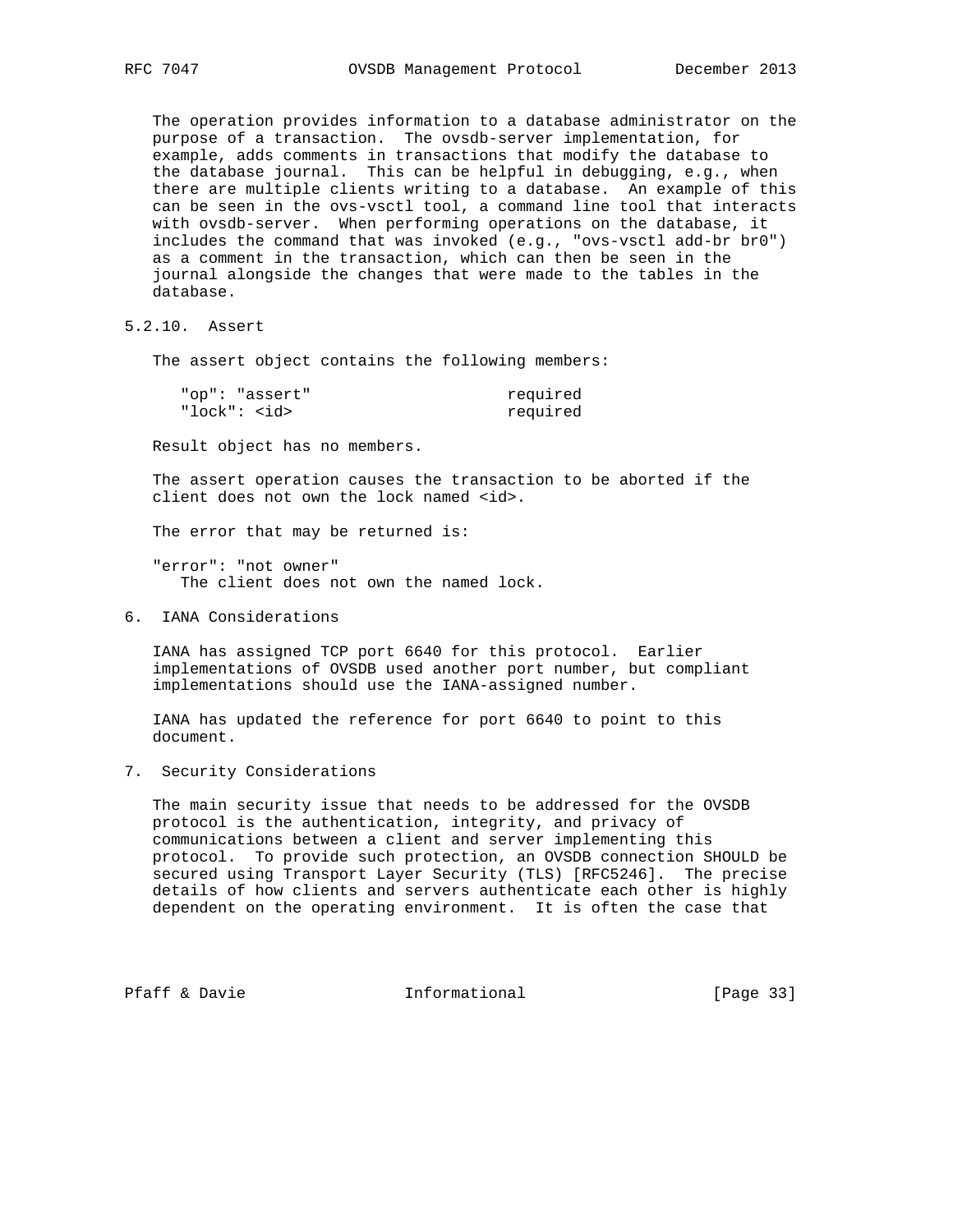The operation provides information to a database administrator on the purpose of a transaction. The ovsdb-server implementation, for example, adds comments in transactions that modify the database to the database journal. This can be helpful in debugging, e.g., when there are multiple clients writing to a database. An example of this can be seen in the ovs-vsctl tool, a command line tool that interacts with ovsdb-server. When performing operations on the database, it includes the command that was invoked (e.g., "ovs-vsctl add-br br0") as a comment in the transaction, which can then be seen in the journal alongside the changes that were made to the tables in the database.

### 5.2.10. Assert

The assert object contains the following members:

```
"op": "assert"                     required
"lock": <id>                       required
```

Result object has no members.

The assert operation causes the transaction to be aborted if the client does not own the lock named <id>.

The error that may be returned is:

"error": "not owner"
   The client does not own the named lock.

## 6. IANA Considerations

IANA has assigned TCP port 6640 for this protocol. Earlier implementations of OVSDB used another port number, but compliant implementations should use the IANA-assigned number.

IANA has updated the reference for port 6640 to point to this document.

## 7. Security Considerations

The main security issue that needs to be addressed for the OVSDB protocol is the authentication, integrity, and privacy of communications between a client and server implementing this protocol. To provide such protection, an OVSDB connection SHOULD be secured using Transport Layer Security (TLS) [RFC5246]. The precise details of how clients and servers authenticate each other is highly dependent on the operating environment. It is often the case that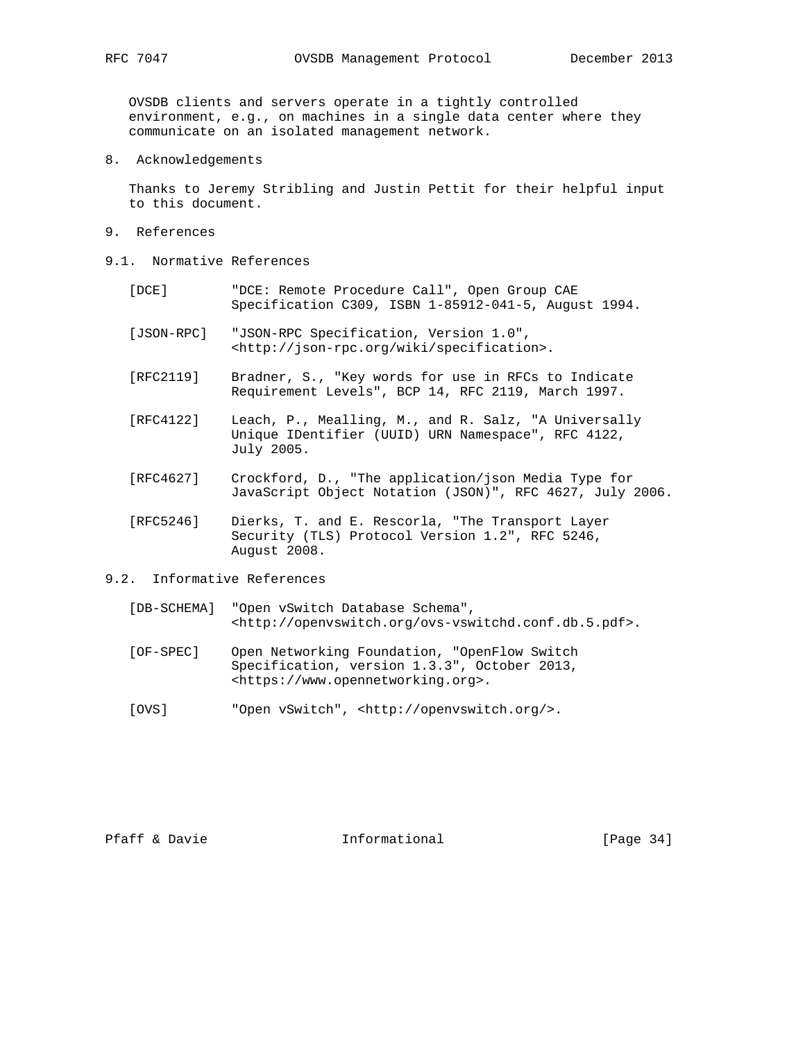OVSDB clients and servers operate in a tightly controlled environment, e.g., on machines in a single data center where they communicate on an isolated management network.

## 8. Acknowledgements

Thanks to Jeremy Stribling and Justin Pettit for their helpful input to this document.

## 9. References

### 9.1. Normative References

[DCE] "DCE: Remote Procedure Call", Open Group CAE Specification C309, ISBN 1-85912-041-5, August 1994.

[JSON-RPC] "JSON-RPC Specification, Version 1.0", <http://json-rpc.org/wiki/specification>.

[RFC2119] Bradner, S., "Key words for use in RFCs to Indicate Requirement Levels", BCP 14, RFC 2119, March 1997.

[RFC4122] Leach, P., Mealling, M., and R. Salz, "A Universally Unique IDentifier (UUID) URN Namespace", RFC 4122, July 2005.

[RFC4627] Crockford, D., "The application/json Media Type for JavaScript Object Notation (JSON)", RFC 4627, July 2006.

[RFC5246] Dierks, T. and E. Rescorla, "The Transport Layer Security (TLS) Protocol Version 1.2", RFC 5246, August 2008.

### 9.2. Informative References

[DB-SCHEMA] "Open vSwitch Database Schema", <http://openvswitch.org/ovs-vswitchd.conf.db.5.pdf>.

[OF-SPEC] Open Networking Foundation, "OpenFlow Switch Specification, version 1.3.3", October 2013, <https://www.opennetworking.org>.

[OVS] "Open vSwitch", <http://openvswitch.org/>.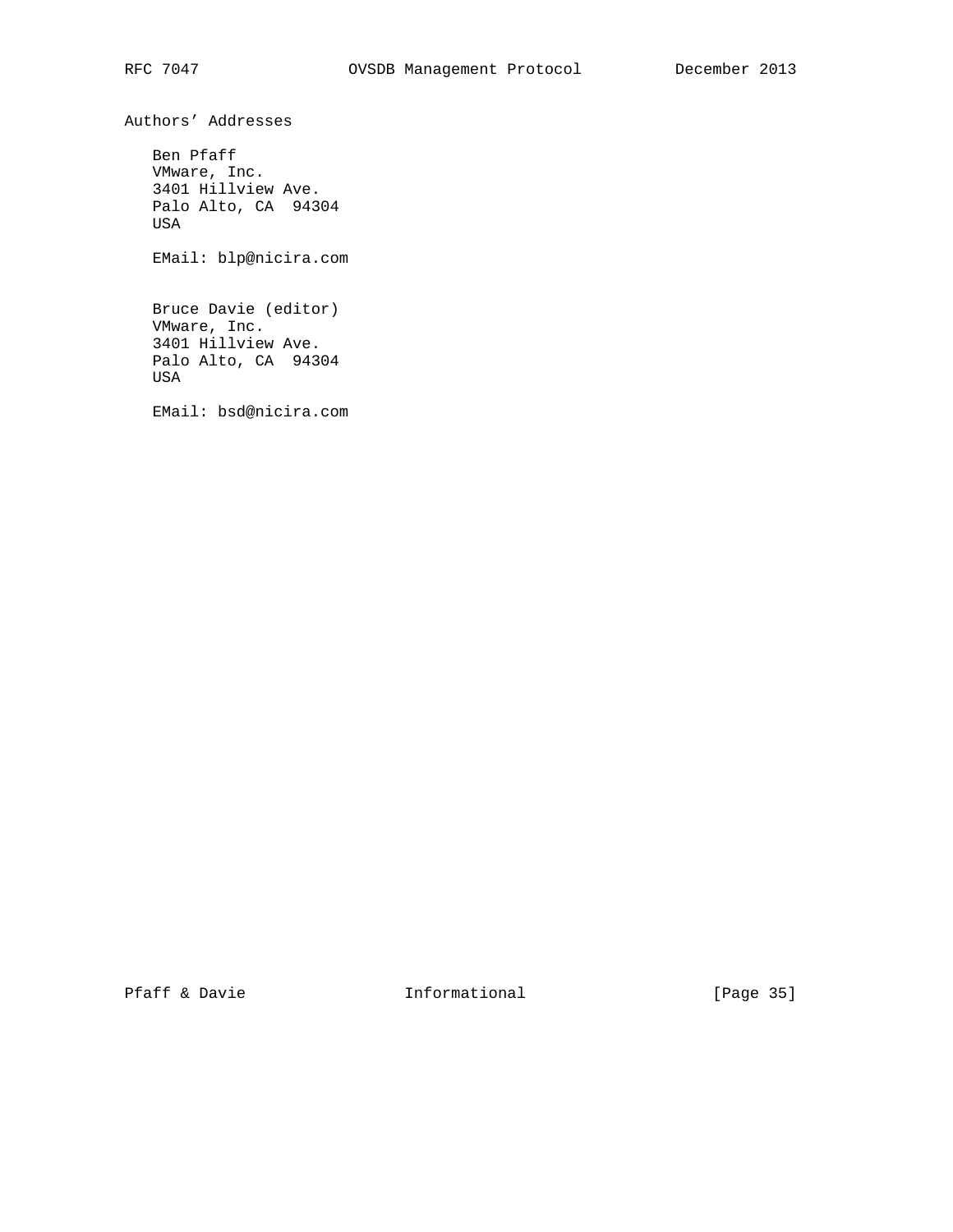## Authors' Addresses

Ben Pfaff
VMware, Inc.
3401 Hillview Ave.
Palo Alto, CA  94304
USA

EMail: blp@nicira.com

Bruce Davie (editor)
VMware, Inc.
3401 Hillview Ave.
Palo Alto, CA  94304
USA

EMail: bsd@nicira.com